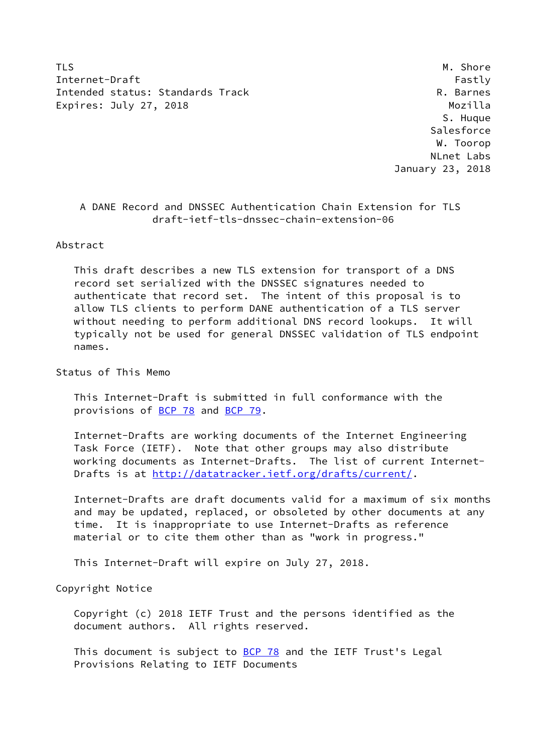TLS M. Shore
Internet-Draft Fastly
Intended status: Standards Track R. Barnes
Expires: July 27, 2018 Mozilla
S. Huque
Salesforce
W. Toorop
NLnet Labs
January 23, 2018

# A DANE Record and DNSSEC Authentication Chain Extension for TLS
## draft-ietf-tls-dnssec-chain-extension-06

## Abstract

This draft describes a new TLS extension for transport of a DNS record set serialized with the DNSSEC signatures needed to authenticate that record set. The intent of this proposal is to allow TLS clients to perform DANE authentication of a TLS server without needing to perform additional DNS record lookups. It will typically not be used for general DNSSEC validation of TLS endpoint names.

## Status of This Memo

This Internet-Draft is submitted in full conformance with the provisions of BCP 78 and BCP 79.

Internet-Drafts are working documents of the Internet Engineering Task Force (IETF). Note that other groups may also distribute working documents as Internet-Drafts. The list of current Internet-Drafts is at http://datatracker.ietf.org/drafts/current/.

Internet-Drafts are draft documents valid for a maximum of six months and may be updated, replaced, or obsoleted by other documents at any time. It is inappropriate to use Internet-Drafts as reference material or to cite them other than as "work in progress."

This Internet-Draft will expire on July 27, 2018.

## Copyright Notice

Copyright (c) 2018 IETF Trust and the persons identified as the document authors. All rights reserved.

This document is subject to BCP 78 and the IETF Trust's Legal Provisions Relating to IETF Documents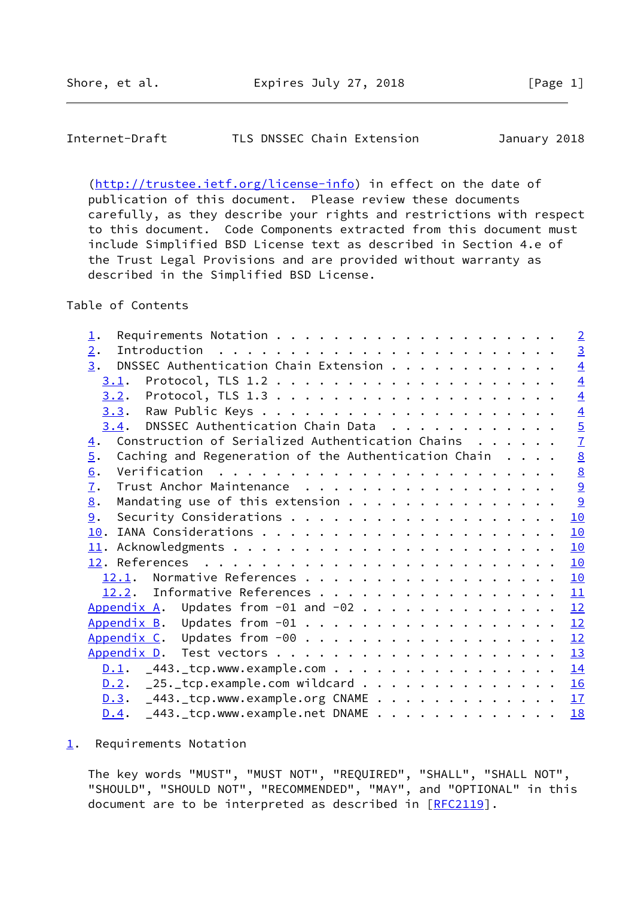(http://trustee.ietf.org/license-info) in effect on the date of publication of this document. Please review these documents carefully, as they describe your rights and restrictions with respect to this document. Code Components extracted from this document must include Simplified BSD License text as described in Section 4.e of the Trust Legal Provisions and are provided without warranty as described in the Simplified BSD License.

Table of Contents

```
   1.  Requirements Notation . . . . . . . . . . . . . . . . . . . .   2
   2.  Introduction  . . . . . . . . . . . . . . . . . . . . . . . .   3
   3.  DNSSEC Authentication Chain Extension . . . . . . . . . . . .   4
     3.1.  Protocol, TLS 1.2 . . . . . . . . . . . . . . . . . . . .   4
     3.2.  Protocol, TLS 1.3 . . . . . . . . . . . . . . . . . . . .   4
     3.3.  Raw Public Keys . . . . . . . . . . . . . . . . . . . . .   4
     3.4.  DNSSEC Authentication Chain Data  . . . . . . . . . . . .   5
   4.  Construction of Serialized Authentication Chains  . . . . . .   7
   5.  Caching and Regeneration of the Authentication Chain  . . . .   8
   6.  Verification  . . . . . . . . . . . . . . . . . . . . . . . .   8
   7.  Trust Anchor Maintenance  . . . . . . . . . . . . . . . . . .   9
   8.  Mandating use of this extension . . . . . . . . . . . . . . .   9
   9.  Security Considerations . . . . . . . . . . . . . . . . . . .  10
   10. IANA Considerations . . . . . . . . . . . . . . . . . . . . .  10
   11. Acknowledgments . . . . . . . . . . . . . . . . . . . . . . .  10
   12. References  . . . . . . . . . . . . . . . . . . . . . . . . .  10
     12.1.  Normative References . . . . . . . . . . . . . . . . . .  10
     12.2.  Informative References . . . . . . . . . . . . . . . . .  11
   Appendix A.  Updates from -01 and -02 . . . . . . . . . . . . . .  12
   Appendix B.  Updates from -01 . . . . . . . . . . . . . . . . . .  12
   Appendix C.  Updates from -00 . . . . . . . . . . . . . . . . . .  12
   Appendix D.  Test vectors . . . . . . . . . . . . . . . . . . . .  13
     D.1.  _443._tcp.www.example.com . . . . . . . . . . . . . . . .  14
     D.2.  _25._tcp.example.com wildcard . . . . . . . . . . . . . .  16
     D.3.  _443._tcp.www.example.org CNAME . . . . . . . . . . . . .  17
     D.4.  _443._tcp.www.example.net DNAME . . . . . . . . . . . . .  18
```

## 1. Requirements Notation

The key words "MUST", "MUST NOT", "REQUIRED", "SHALL", "SHALL NOT", "SHOULD", "SHOULD NOT", "RECOMMENDED", "MAY", and "OPTIONAL" in this document are to be interpreted as described in [RFC2119].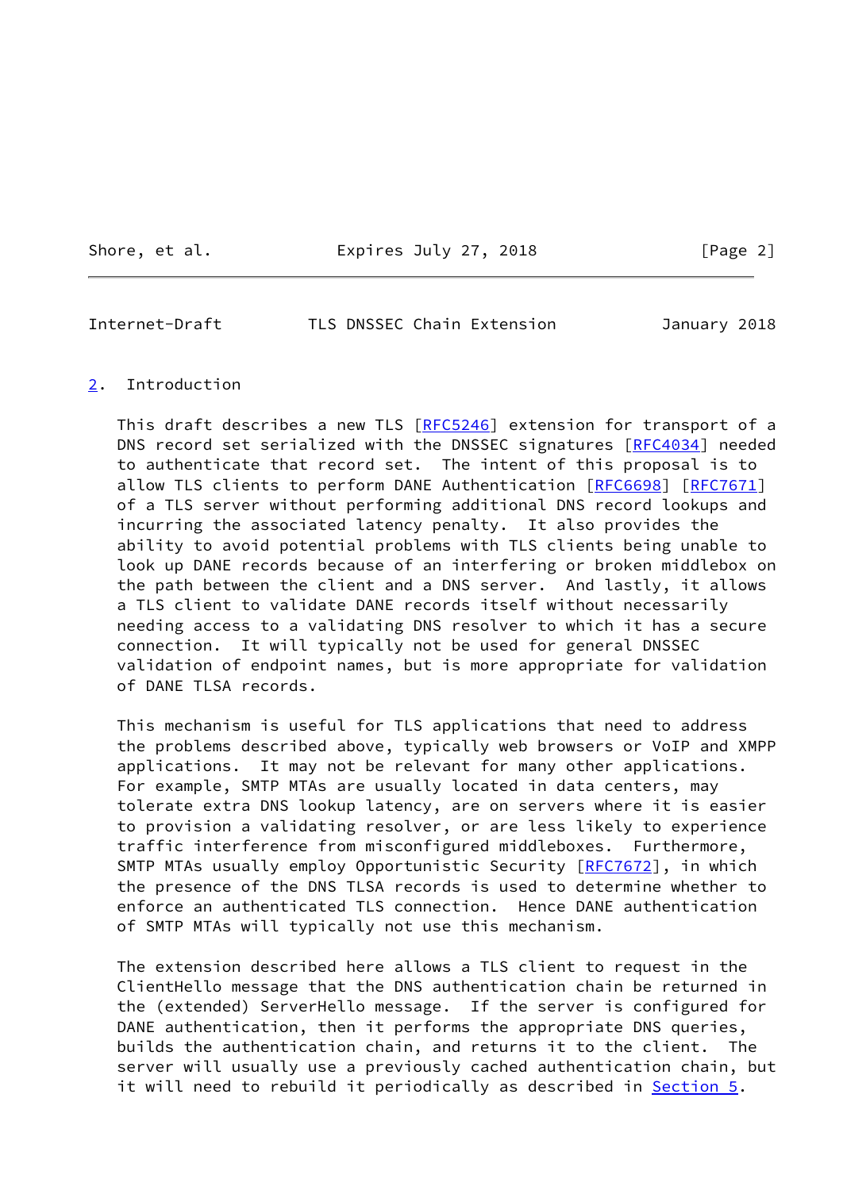## 2. Introduction

This draft describes a new TLS [RFC5246] extension for transport of a DNS record set serialized with the DNSSEC signatures [RFC4034] needed to authenticate that record set. The intent of this proposal is to allow TLS clients to perform DANE Authentication [RFC6698] [RFC7671] of a TLS server without performing additional DNS record lookups and incurring the associated latency penalty. It also provides the ability to avoid potential problems with TLS clients being unable to look up DANE records because of an interfering or broken middlebox on the path between the client and a DNS server. And lastly, it allows a TLS client to validate DANE records itself without necessarily needing access to a validating DNS resolver to which it has a secure connection. It will typically not be used for general DNSSEC validation of endpoint names, but is more appropriate for validation of DANE TLSA records.

This mechanism is useful for TLS applications that need to address the problems described above, typically web browsers or VoIP and XMPP applications. It may not be relevant for many other applications. For example, SMTP MTAs are usually located in data centers, may tolerate extra DNS lookup latency, are on servers where it is easier to provision a validating resolver, or are less likely to experience traffic interference from misconfigured middleboxes. Furthermore, SMTP MTAs usually employ Opportunistic Security [RFC7672], in which the presence of the DNS TLSA records is used to determine whether to enforce an authenticated TLS connection. Hence DANE authentication of SMTP MTAs will typically not use this mechanism.

The extension described here allows a TLS client to request in the ClientHello message that the DNS authentication chain be returned in the (extended) ServerHello message. If the server is configured for DANE authentication, then it performs the appropriate DNS queries, builds the authentication chain, and returns it to the client. The server will usually use a previously cached authentication chain, but it will need to rebuild it periodically as described in Section 5.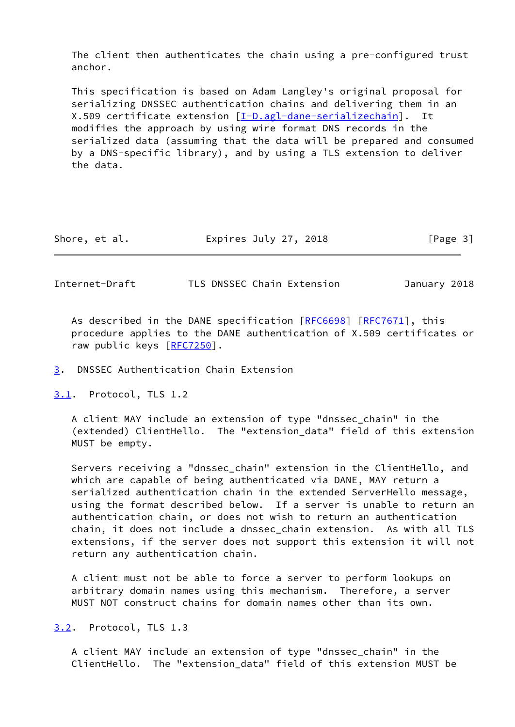The client then authenticates the chain using a pre-configured trust anchor.

This specification is based on Adam Langley's original proposal for serializing DNSSEC authentication chains and delivering them in an X.509 certificate extension [I-D.agl-dane-serializechain]. It modifies the approach by using wire format DNS records in the serialized data (assuming that the data will be prepared and consumed by a DNS-specific library), and by using a TLS extension to deliver the data.

As described in the DANE specification [RFC6698] [RFC7671], this procedure applies to the DANE authentication of X.509 certificates or raw public keys [RFC7250].

## 3. DNSSEC Authentication Chain Extension

### 3.1. Protocol, TLS 1.2

A client MAY include an extension of type "dnssec_chain" in the (extended) ClientHello. The "extension_data" field of this extension MUST be empty.

Servers receiving a "dnssec_chain" extension in the ClientHello, and which are capable of being authenticated via DANE, MAY return a serialized authentication chain in the extended ServerHello message, using the format described below. If a server is unable to return an authentication chain, or does not wish to return an authentication chain, it does not include a dnssec_chain extension. As with all TLS extensions, if the server does not support this extension it will not return any authentication chain.

A client must not be able to force a server to perform lookups on arbitrary domain names using this mechanism. Therefore, a server MUST NOT construct chains for domain names other than its own.

### 3.2. Protocol, TLS 1.3

A client MAY include an extension of type "dnssec_chain" in the ClientHello. The "extension_data" field of this extension MUST be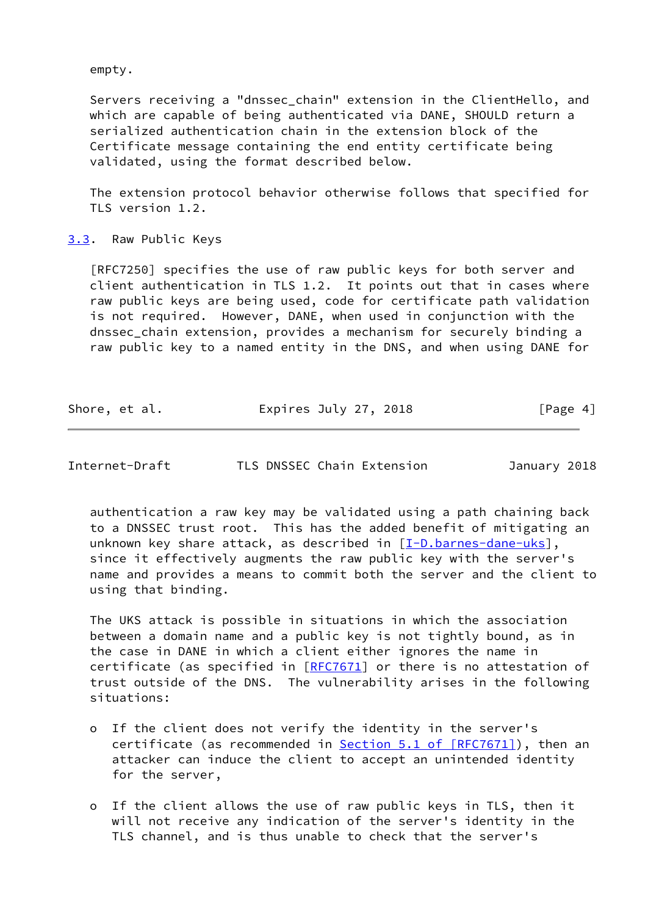empty.

Servers receiving a "dnssec_chain" extension in the ClientHello, and which are capable of being authenticated via DANE, SHOULD return a serialized authentication chain in the extension block of the Certificate message containing the end entity certificate being validated, using the format described below.

The extension protocol behavior otherwise follows that specified for TLS version 1.2.

### 3.3. Raw Public Keys

[RFC7250] specifies the use of raw public keys for both server and client authentication in TLS 1.2. It points out that in cases where raw public keys are being used, code for certificate path validation is not required. However, DANE, when used in conjunction with the dnssec_chain extension, provides a mechanism for securely binding a raw public key to a named entity in the DNS, and when using DANE for authentication a raw key may be validated using a path chaining back to a DNSSEC trust root. This has the added benefit of mitigating an unknown key share attack, as described in [I-D.barnes-dane-uks], since it effectively augments the raw public key with the server's name and provides a means to commit both the server and the client to using that binding.

The UKS attack is possible in situations in which the association between a domain name and a public key is not tightly bound, as in the case in DANE in which a client either ignores the name in certificate (as specified in [RFC7671] or there is no attestation of trust outside of the DNS. The vulnerability arises in the following situations:

- If the client does not verify the identity in the server's certificate (as recommended in Section 5.1 of [RFC7671]), then an attacker can induce the client to accept an unintended identity for the server,

- If the client allows the use of raw public keys in TLS, then it will not receive any indication of the server's identity in the TLS channel, and is thus unable to check that the server's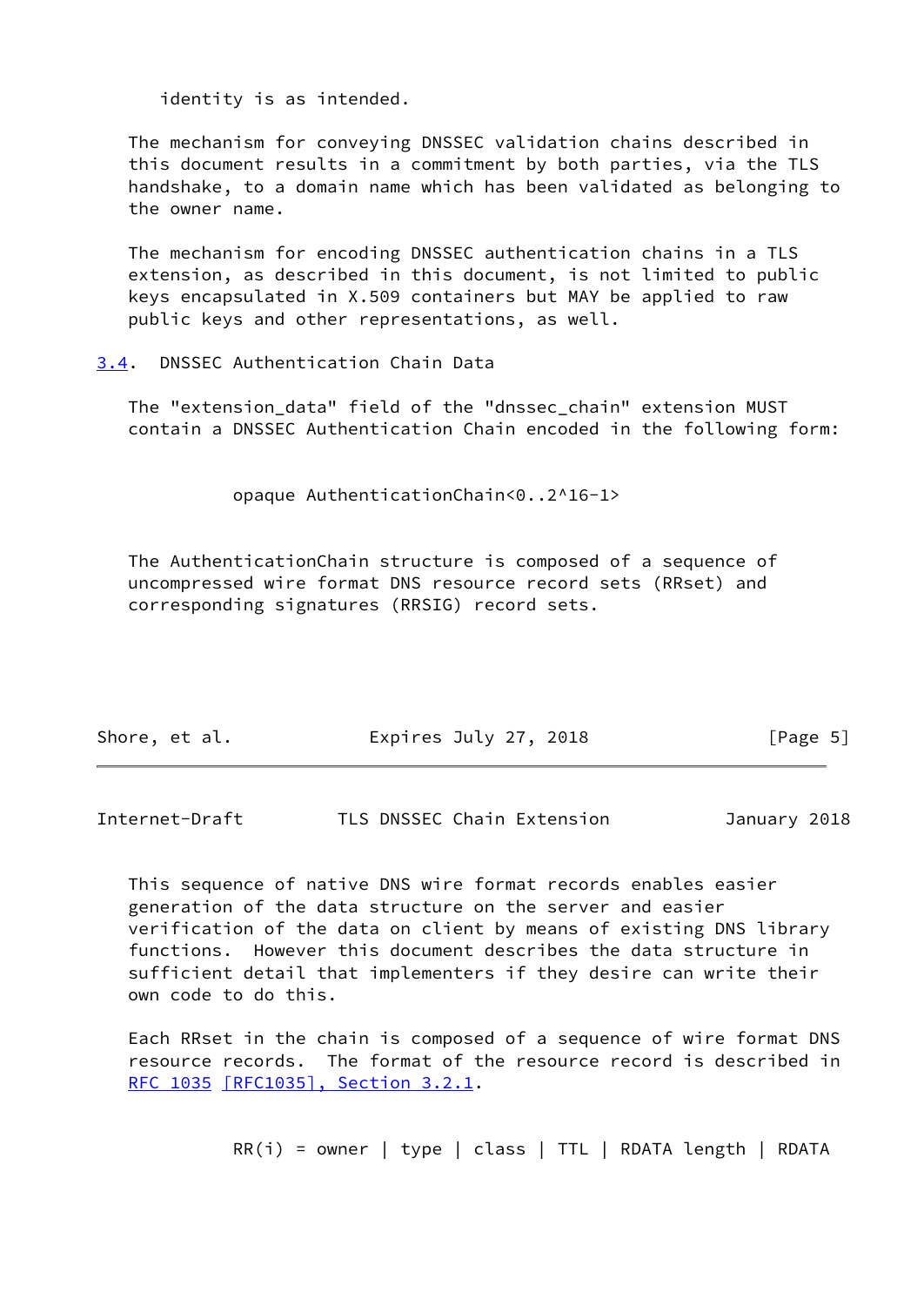identity is as intended.

The mechanism for conveying DNSSEC validation chains described in this document results in a commitment by both parties, via the TLS handshake, to a domain name which has been validated as belonging to the owner name.

The mechanism for encoding DNSSEC authentication chains in a TLS extension, as described in this document, is not limited to public keys encapsulated in X.509 containers but MAY be applied to raw public keys and other representations, as well.

### 3.4. DNSSEC Authentication Chain Data

The "extension_data" field of the "dnssec_chain" extension MUST contain a DNSSEC Authentication Chain encoded in the following form:

```
opaque AuthenticationChain<0..2^16-1>
```

The AuthenticationChain structure is composed of a sequence of uncompressed wire format DNS resource record sets (RRset) and corresponding signatures (RRSIG) record sets.

This sequence of native DNS wire format records enables easier generation of the data structure on the server and easier verification of the data on client by means of existing DNS library functions. However this document describes the data structure in sufficient detail that implementers if they desire can write their own code to do this.

Each RRset in the chain is composed of a sequence of wire format DNS resource records. The format of the resource record is described in RFC 1035 [RFC1035], Section 3.2.1.

```
RR(i) = owner | type | class | TTL | RDATA length | RDATA
```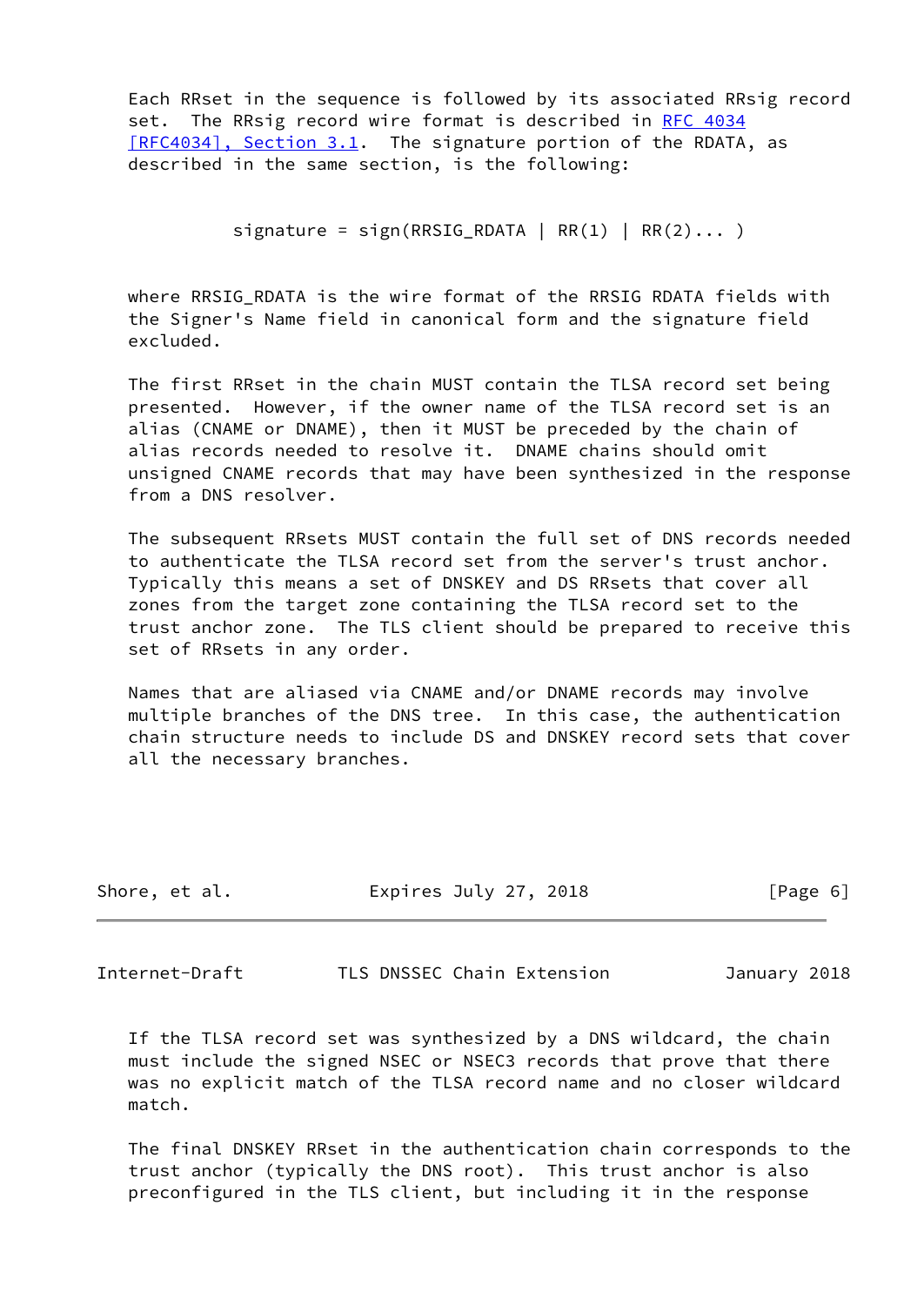Each RRset in the sequence is followed by its associated RRsig record set. The RRsig record wire format is described in RFC 4034 [RFC4034], Section 3.1. The signature portion of the RDATA, as described in the same section, is the following:

```
signature = sign(RRSIG_RDATA | RR(1) | RR(2)... )
```

where RRSIG_RDATA is the wire format of the RRSIG RDATA fields with the Signer's Name field in canonical form and the signature field excluded.

The first RRset in the chain MUST contain the TLSA record set being presented. However, if the owner name of the TLSA record set is an alias (CNAME or DNAME), then it MUST be preceded by the chain of alias records needed to resolve it. DNAME chains should omit unsigned CNAME records that may have been synthesized in the response from a DNS resolver.

The subsequent RRsets MUST contain the full set of DNS records needed to authenticate the TLSA record set from the server's trust anchor. Typically this means a set of DNSKEY and DS RRsets that cover all zones from the target zone containing the TLSA record set to the trust anchor zone. The TLS client should be prepared to receive this set of RRsets in any order.

Names that are aliased via CNAME and/or DNAME records may involve multiple branches of the DNS tree. In this case, the authentication chain structure needs to include DS and DNSKEY record sets that cover all the necessary branches.

If the TLSA record set was synthesized by a DNS wildcard, the chain must include the signed NSEC or NSEC3 records that prove that there was no explicit match of the TLSA record name and no closer wildcard match.

The final DNSKEY RRset in the authentication chain corresponds to the trust anchor (typically the DNS root). This trust anchor is also preconfigured in the TLS client, but including it in the response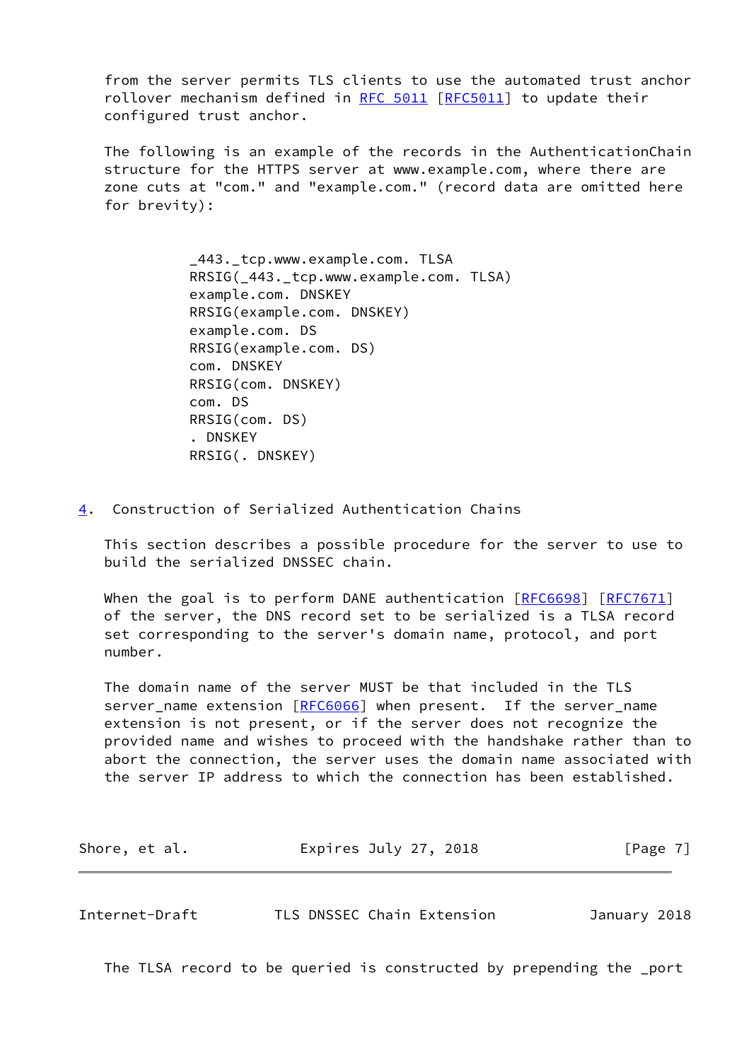from the server permits TLS clients to use the automated trust anchor rollover mechanism defined in RFC 5011 [RFC5011] to update their configured trust anchor.

The following is an example of the records in the AuthenticationChain structure for the HTTPS server at www.example.com, where there are zone cuts at "com." and "example.com." (record data are omitted here for brevity):

```
_443._tcp.www.example.com. TLSA
RRSIG(_443._tcp.www.example.com. TLSA)
example.com. DNSKEY
RRSIG(example.com. DNSKEY)
example.com. DS
RRSIG(example.com. DS)
com. DNSKEY
RRSIG(com. DNSKEY)
com. DS
RRSIG(com. DS)
. DNSKEY
RRSIG(. DNSKEY)
```

## 4. Construction of Serialized Authentication Chains

This section describes a possible procedure for the server to use to build the serialized DNSSEC chain.

When the goal is to perform DANE authentication [RFC6698] [RFC7671] of the server, the DNS record set to be serialized is a TLSA record set corresponding to the server's domain name, protocol, and port number.

The domain name of the server MUST be that included in the TLS server_name extension [RFC6066] when present. If the server_name extension is not present, or if the server does not recognize the provided name and wishes to proceed with the handshake rather than to abort the connection, the server uses the domain name associated with the server IP address to which the connection has been established.

The TLSA record to be queried is constructed by prepending the _port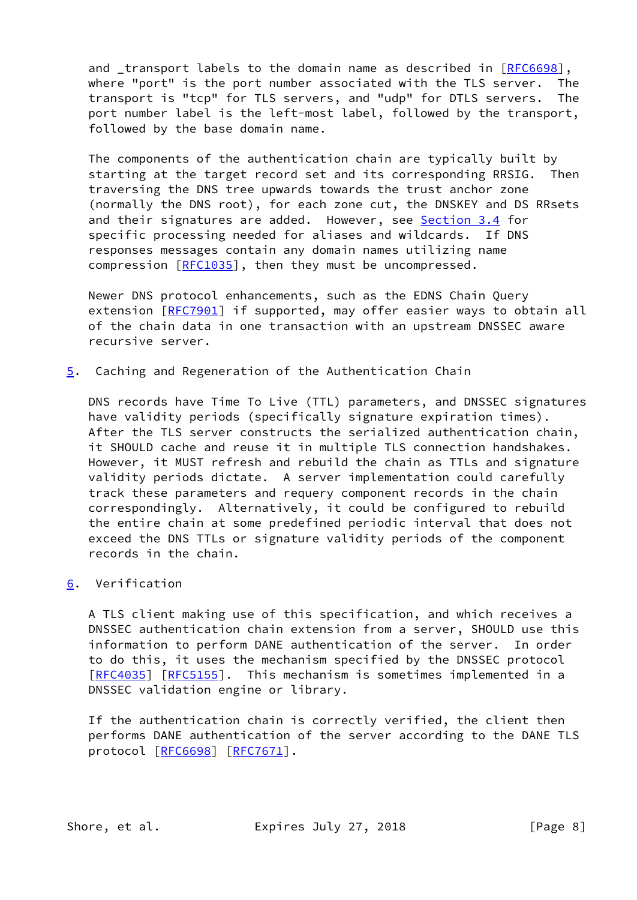and _transport labels to the domain name as described in [RFC6698], where "port" is the port number associated with the TLS server. The transport is "tcp" for TLS servers, and "udp" for DTLS servers. The port number label is the left-most label, followed by the transport, followed by the base domain name.

The components of the authentication chain are typically built by starting at the target record set and its corresponding RRSIG. Then traversing the DNS tree upwards towards the trust anchor zone (normally the DNS root), for each zone cut, the DNSKEY and DS RRsets and their signatures are added. However, see Section 3.4 for specific processing needed for aliases and wildcards. If DNS responses messages contain any domain names utilizing name compression [RFC1035], then they must be uncompressed.

Newer DNS protocol enhancements, such as the EDNS Chain Query extension [RFC7901] if supported, may offer easier ways to obtain all of the chain data in one transaction with an upstream DNSSEC aware recursive server.

## 5. Caching and Regeneration of the Authentication Chain

DNS records have Time To Live (TTL) parameters, and DNSSEC signatures have validity periods (specifically signature expiration times). After the TLS server constructs the serialized authentication chain, it SHOULD cache and reuse it in multiple TLS connection handshakes. However, it MUST refresh and rebuild the chain as TTLs and signature validity periods dictate. A server implementation could carefully track these parameters and requery component records in the chain correspondingly. Alternatively, it could be configured to rebuild the entire chain at some predefined periodic interval that does not exceed the DNS TTLs or signature validity periods of the component records in the chain.

## 6. Verification

A TLS client making use of this specification, and which receives a DNSSEC authentication chain extension from a server, SHOULD use this information to perform DANE authentication of the server. In order to do this, it uses the mechanism specified by the DNSSEC protocol [RFC4035] [RFC5155]. This mechanism is sometimes implemented in a DNSSEC validation engine or library.

If the authentication chain is correctly verified, the client then performs DANE authentication of the server according to the DANE TLS protocol [RFC6698] [RFC7671].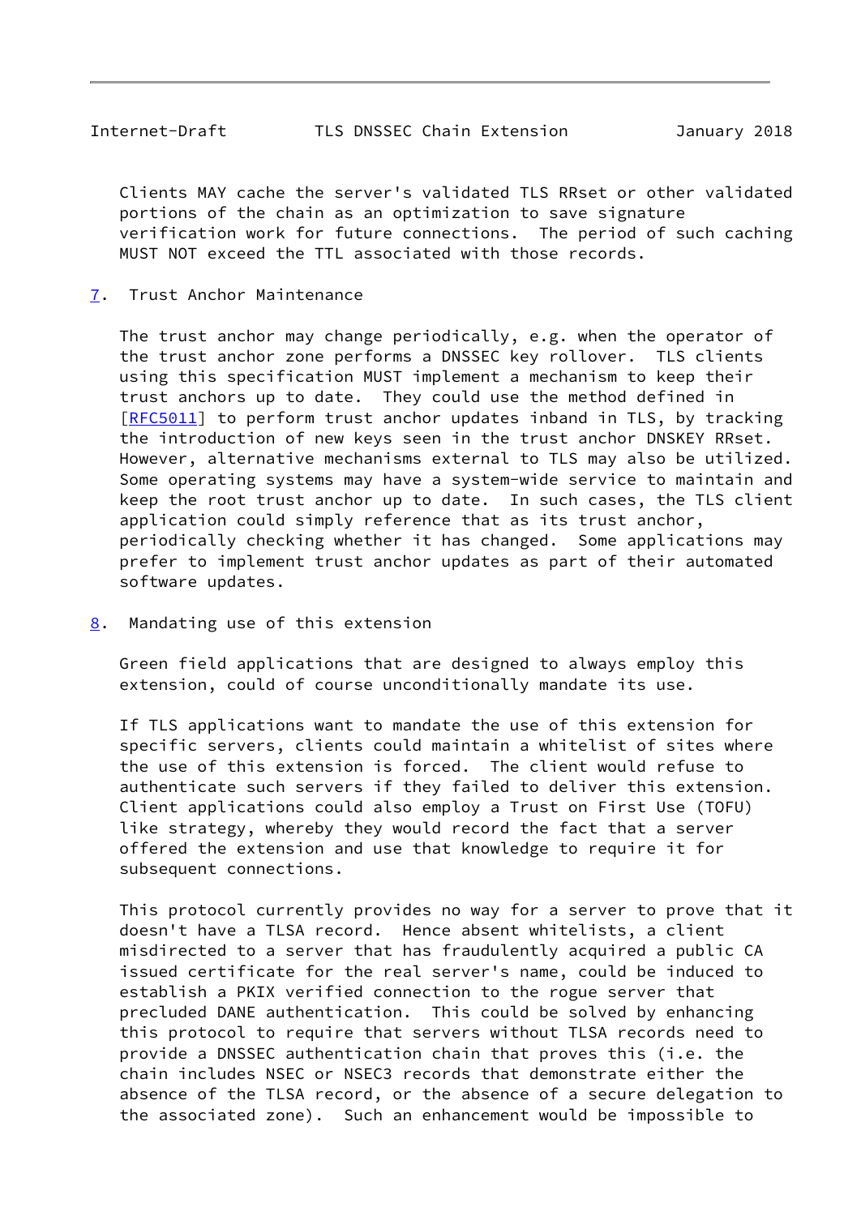Clients MAY cache the server's validated TLS RRset or other validated portions of the chain as an optimization to save signature verification work for future connections. The period of such caching MUST NOT exceed the TTL associated with those records.

## 7. Trust Anchor Maintenance

The trust anchor may change periodically, e.g. when the operator of the trust anchor zone performs a DNSSEC key rollover. TLS clients using this specification MUST implement a mechanism to keep their trust anchors up to date. They could use the method defined in [RFC5011] to perform trust anchor updates inband in TLS, by tracking the introduction of new keys seen in the trust anchor DNSKEY RRset. However, alternative mechanisms external to TLS may also be utilized. Some operating systems may have a system-wide service to maintain and keep the root trust anchor up to date. In such cases, the TLS client application could simply reference that as its trust anchor, periodically checking whether it has changed. Some applications may prefer to implement trust anchor updates as part of their automated software updates.

## 8. Mandating use of this extension

Green field applications that are designed to always employ this extension, could of course unconditionally mandate its use.

If TLS applications want to mandate the use of this extension for specific servers, clients could maintain a whitelist of sites where the use of this extension is forced. The client would refuse to authenticate such servers if they failed to deliver this extension. Client applications could also employ a Trust on First Use (TOFU) like strategy, whereby they would record the fact that a server offered the extension and use that knowledge to require it for subsequent connections.

This protocol currently provides no way for a server to prove that it doesn't have a TLSA record. Hence absent whitelists, a client misdirected to a server that has fraudulently acquired a public CA issued certificate for the real server's name, could be induced to establish a PKIX verified connection to the rogue server that precluded DANE authentication. This could be solved by enhancing this protocol to require that servers without TLSA records need to provide a DNSSEC authentication chain that proves this (i.e. the chain includes NSEC or NSEC3 records that demonstrate either the absence of the TLSA record, or the absence of a secure delegation to the associated zone). Such an enhancement would be impossible to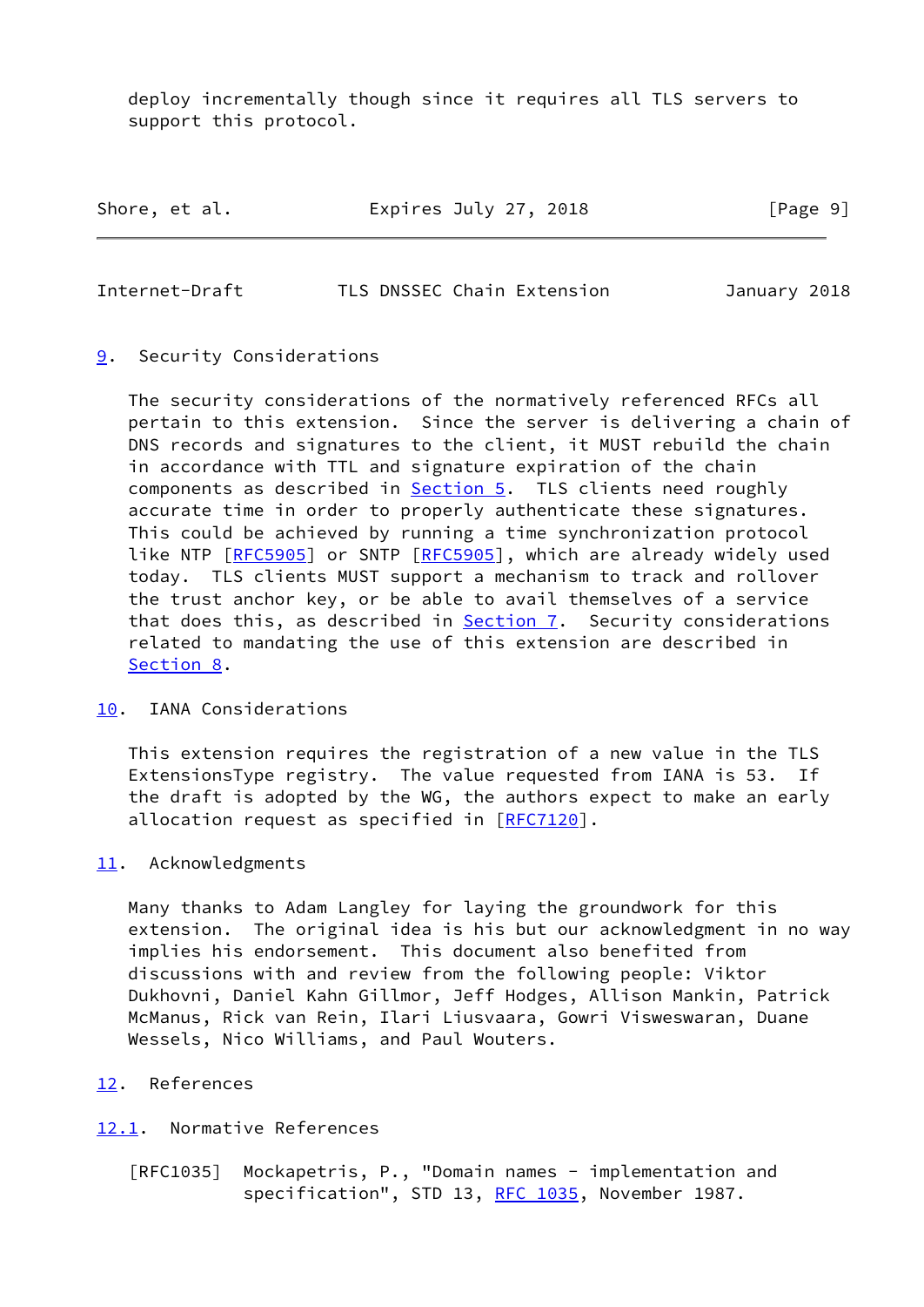deploy incrementally though since it requires all TLS servers to support this protocol.

## 9. Security Considerations

The security considerations of the normatively referenced RFCs all pertain to this extension. Since the server is delivering a chain of DNS records and signatures to the client, it MUST rebuild the chain in accordance with TTL and signature expiration of the chain components as described in Section 5. TLS clients need roughly accurate time in order to properly authenticate these signatures. This could be achieved by running a time synchronization protocol like NTP [RFC5905] or SNTP [RFC5905], which are already widely used today. TLS clients MUST support a mechanism to track and rollover the trust anchor key, or be able to avail themselves of a service that does this, as described in Section 7. Security considerations related to mandating the use of this extension are described in Section 8.

## 10. IANA Considerations

This extension requires the registration of a new value in the TLS ExtensionsType registry. The value requested from IANA is 53. If the draft is adopted by the WG, the authors expect to make an early allocation request as specified in [RFC7120].

## 11. Acknowledgments

Many thanks to Adam Langley for laying the groundwork for this extension. The original idea is his but our acknowledgment in no way implies his endorsement. This document also benefited from discussions with and review from the following people: Viktor Dukhovni, Daniel Kahn Gillmor, Jeff Hodges, Allison Mankin, Patrick McManus, Rick van Rein, Ilari Liusvaara, Gowri Visweswaran, Duane Wessels, Nico Williams, and Paul Wouters.

## 12. References

### 12.1. Normative References

[RFC1035] Mockapetris, P., "Domain names - implementation and specification", STD 13, RFC 1035, November 1987.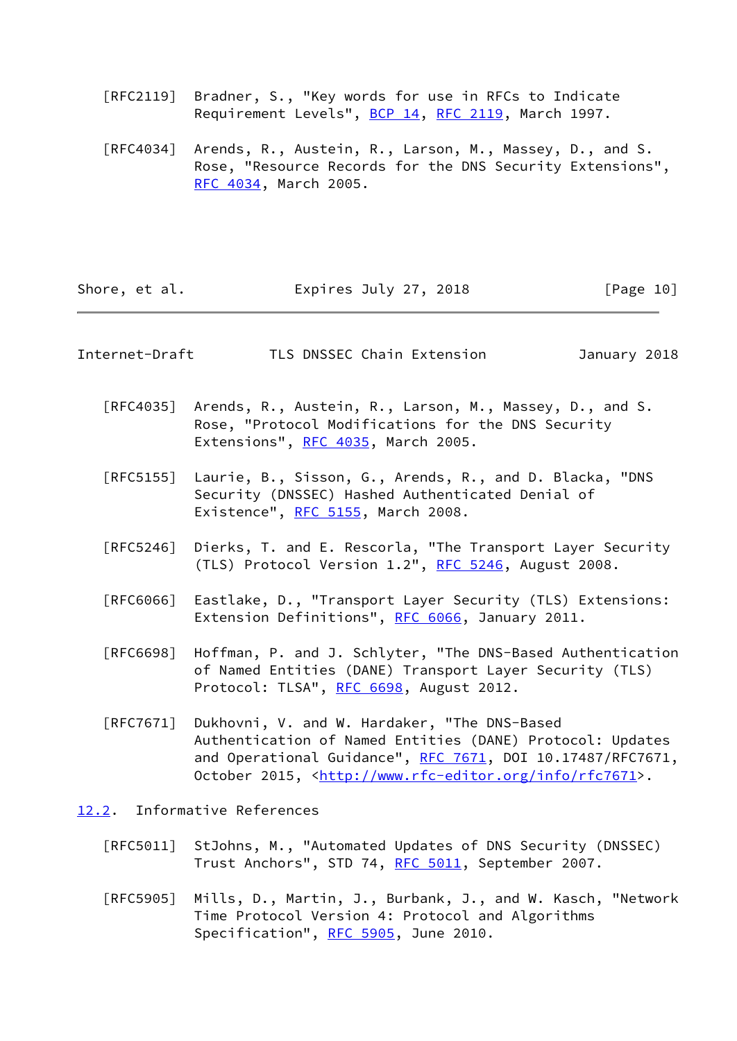[RFC2119] Bradner, S., "Key words for use in RFCs to Indicate Requirement Levels", BCP 14, RFC 2119, March 1997.

[RFC4034] Arends, R., Austein, R., Larson, M., Massey, D., and S. Rose, "Resource Records for the DNS Security Extensions", RFC 4034, March 2005.

[RFC4035] Arends, R., Austein, R., Larson, M., Massey, D., and S. Rose, "Protocol Modifications for the DNS Security Extensions", RFC 4035, March 2005.

[RFC5155] Laurie, B., Sisson, G., Arends, R., and D. Blacka, "DNS Security (DNSSEC) Hashed Authenticated Denial of Existence", RFC 5155, March 2008.

[RFC5246] Dierks, T. and E. Rescorla, "The Transport Layer Security (TLS) Protocol Version 1.2", RFC 5246, August 2008.

[RFC6066] Eastlake, D., "Transport Layer Security (TLS) Extensions: Extension Definitions", RFC 6066, January 2011.

[RFC6698] Hoffman, P. and J. Schlyter, "The DNS-Based Authentication of Named Entities (DANE) Transport Layer Security (TLS) Protocol: TLSA", RFC 6698, August 2012.

[RFC7671] Dukhovni, V. and W. Hardaker, "The DNS-Based Authentication of Named Entities (DANE) Protocol: Updates and Operational Guidance", RFC 7671, DOI 10.17487/RFC7671, October 2015, <http://www.rfc-editor.org/info/rfc7671>.

### 12.2. Informative References

[RFC5011] StJohns, M., "Automated Updates of DNS Security (DNSSEC) Trust Anchors", STD 74, RFC 5011, September 2007.

[RFC5905] Mills, D., Martin, J., Burbank, J., and W. Kasch, "Network Time Protocol Version 4: Protocol and Algorithms Specification", RFC 5905, June 2010.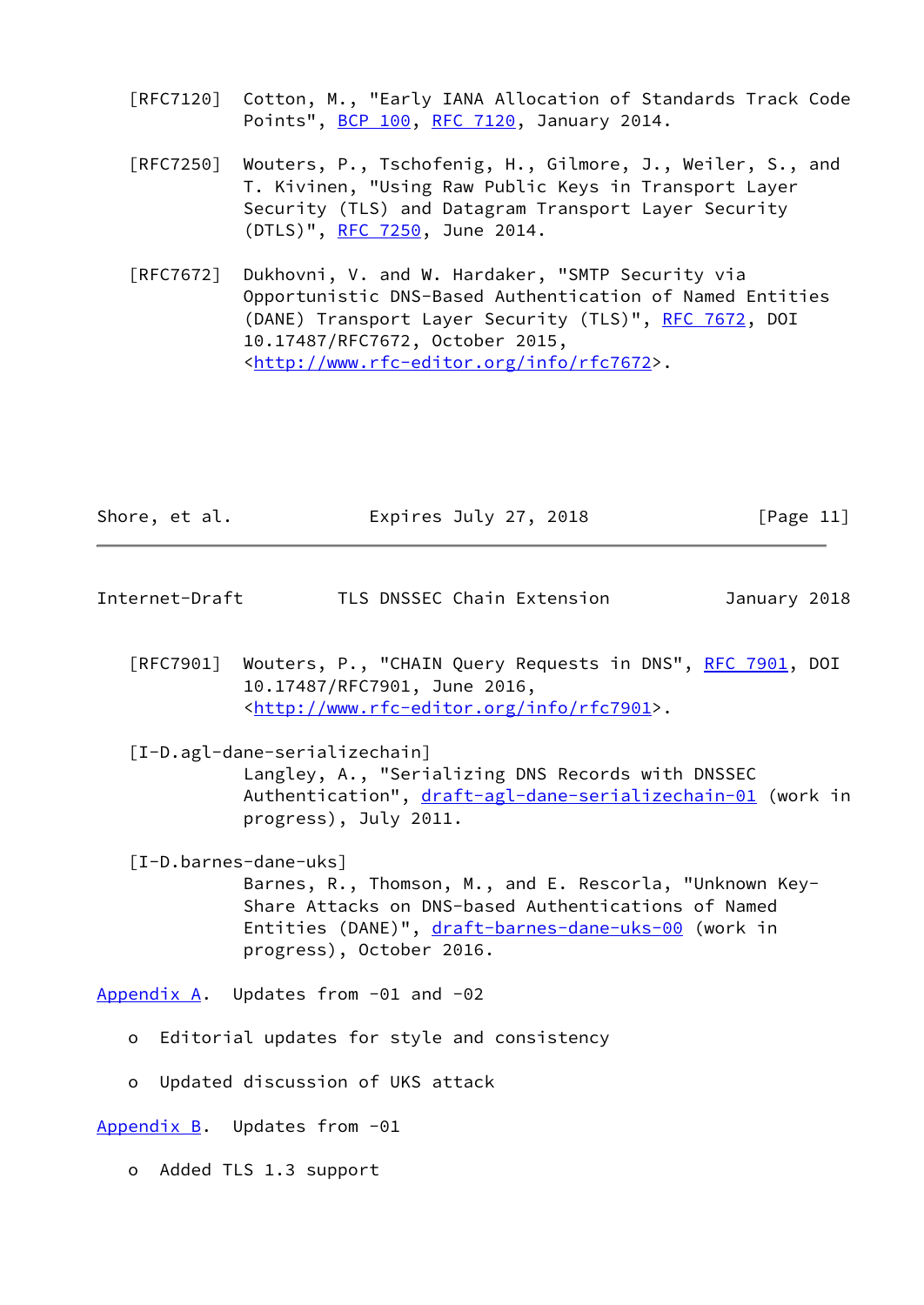[RFC7120] Cotton, M., "Early IANA Allocation of Standards Track Code Points", BCP 100, RFC 7120, January 2014.

[RFC7250] Wouters, P., Tschofenig, H., Gilmore, J., Weiler, S., and T. Kivinen, "Using Raw Public Keys in Transport Layer Security (TLS) and Datagram Transport Layer Security (DTLS)", RFC 7250, June 2014.

[RFC7672] Dukhovni, V. and W. Hardaker, "SMTP Security via Opportunistic DNS-Based Authentication of Named Entities (DANE) Transport Layer Security (TLS)", RFC 7672, DOI 10.17487/RFC7672, October 2015, <http://www.rfc-editor.org/info/rfc7672>.

[RFC7901] Wouters, P., "CHAIN Query Requests in DNS", RFC 7901, DOI 10.17487/RFC7901, June 2016, <http://www.rfc-editor.org/info/rfc7901>.

[I-D.agl-dane-serializechain] Langley, A., "Serializing DNS Records with DNSSEC Authentication", draft-agl-dane-serializechain-01 (work in progress), July 2011.

[I-D.barnes-dane-uks] Barnes, R., Thomson, M., and E. Rescorla, "Unknown Key-Share Attacks on DNS-based Authentications of Named Entities (DANE)", draft-barnes-dane-uks-00 (work in progress), October 2016.

## Appendix A. Updates from -01 and -02

- Editorial updates for style and consistency
- Updated discussion of UKS attack

## Appendix B. Updates from -01

- Added TLS 1.3 support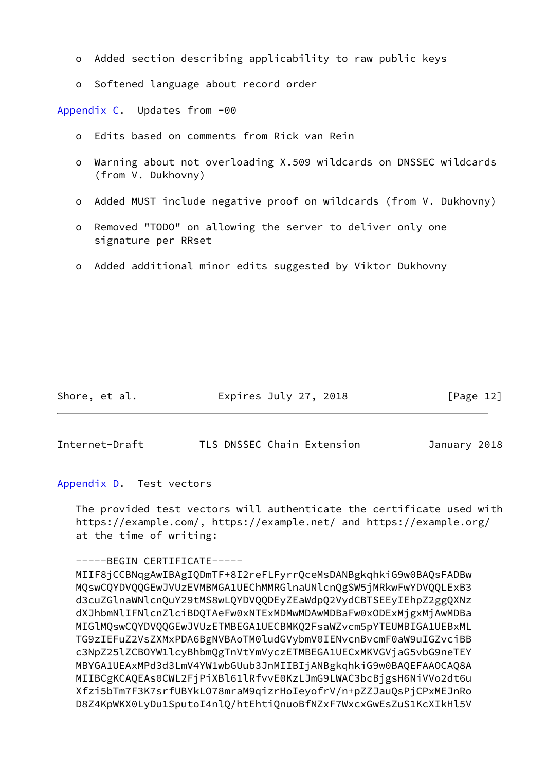- Added section describing applicability to raw public keys
- Softened language about record order

## Appendix C. Updates from -00

- Edits based on comments from Rick van Rein
- Warning about not overloading X.509 wildcards on DNSSEC wildcards (from V. Dukhovny)
- Added MUST include negative proof on wildcards (from V. Dukhovny)
- Removed "TODO" on allowing the server to deliver only one signature per RRset
- Added additional minor edits suggested by Viktor Dukhovny

## Appendix D. Test vectors

The provided test vectors will authenticate the certificate used with https://example.com/, https://example.net/ and https://example.org/ at the time of writing:

```
-----BEGIN CERTIFICATE-----
MIIF8jCCBNqgAwIBAgIQDmTF+8I2reFLFyrrQceMsDANBgkqhkiG9w0BAQsFADBw
MQswCQYDVQQGEwJVUzEVMBMGA1UEChMMRGlnaUNlcnQgSW5jMRkwFwYDVQQLExB3
d3cuZGlnaWNlcnQuY29tMS8wLQYDVQQDEyZEaWdpQ2VydCBTSEEyIEhpZ2ggQXNz
dXJhbmNlIFNlcnZlciBDQTAeFw0xNTExMDMwMDAwMDBaFw0xODExMjgxMjAwMDBa
MIGlMQswCQYDVQQGEwJVUzETMBEGA1UECBMKQ2FsaWZvcm5pYTEUMBIGA1UEBxML
TG9zIEFuZ2VsZXMxPDA6BgNVBAoTM0ludGVybmV0IENvcnBvcmF0aW9uIGZvciBB
c3NpZ25lZCBOYW1lcyBhbmQgTnVtYmVyczETMBEGA1UECxMKVGVjaG5vbG9neTEY
MBYGA1UEAxMPd3d3LmV4YW1wbGUub3JnMIIBIjANBgkqhkiG9w0BAQEFAAOCAQ8A
MIIBCgKCAQEAs0CWL2FjPiXBl61lRfvvE0KzLJmG9LWAC3bcBjgsH6NiVVo2dt6u
Xfzi5bTm7F3K7srfUBYkLO78mraM9qizrHoIeyofrV/n+pZZJauQsPjCPxMEJnRo
D8Z4KpWKX0LyDu1SputoI4nlQ/htEhtiQnuoBfNZxF7WxcxGwEsZuS1KcXIkHl5V
```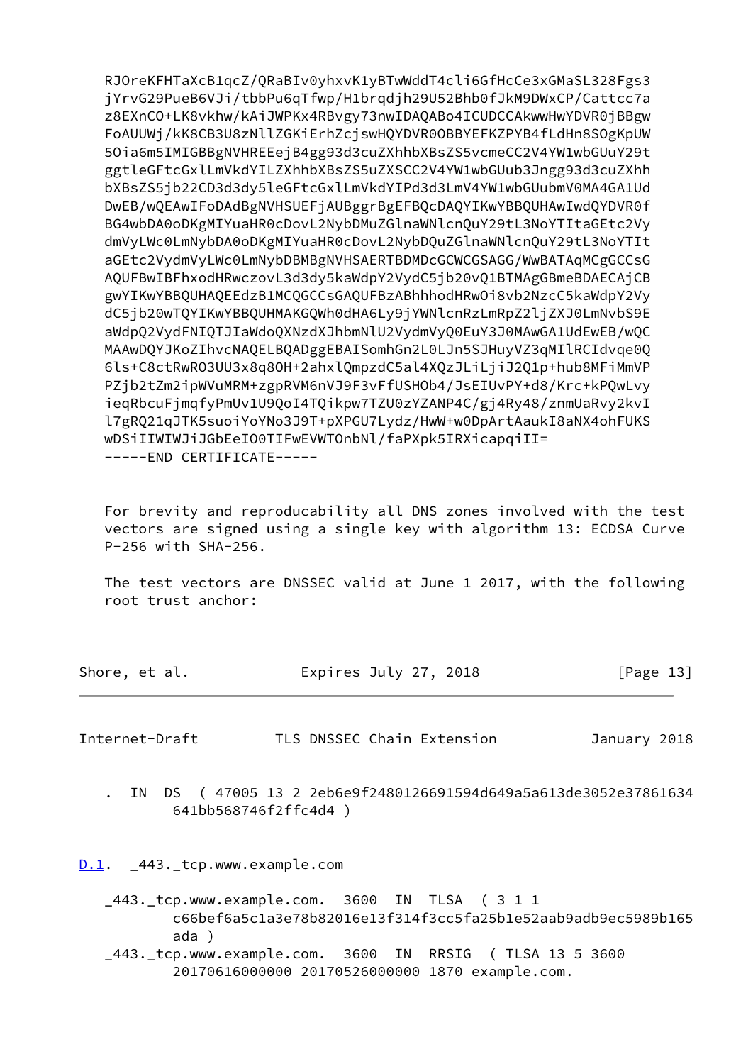```
RJOreKFHTaXcB1qcZ/QRaBIv0yhxvK1yBTwWddT4cli6GfHcCe3xGMaSL328Fgs3
jYrvG29PueB6VJi/tbbPu6qTfwp/H1brqdjh29U52Bhb0fJkM9DWxCP/Cattcc7a
z8EXnCO+LK8vkhw/kAiJWPKx4RBvgy73nwIDAQABo4ICUDCCAkwwHwYDVR0jBBgw
FoAUUWj/kK8CB3U8zNllZGKiErhZcjswHQYDVR0OBBYEFKZPYB4fLdHn8SOgKpUW
5Oia6m5IMIGBBgNVHREEejB4gg93d3cuZXhhbXBsZS5vcmeCC2V4YW1wbGUuY29t
ggtleGFtcGxlLmVkdYILZXhhbXBsZS5uZXSCC2V4YW1wbGUub3Jngg93d3cuZXhh
bXBsZS5jb22CD3d3dy5leGFtcGxlLmVkdYIPd3d3LmV4YW1wbGUubmV0MA4GA1Ud
DwEB/wQEAwIFoDAdBgNVHSUEFjAUBggrBgEFBQcDAQYIKwYBBQUHAwIwdQYDVR0f
BG4wbDA0oDKgMIYuaHR0cDovL2NybDMuZGlnaWNlcnQuY29tL3NoYTItaGEtc2Vy
dmVyLWc0LmNybDA0oDKgMIYuaHR0cDovL2NybDQuZGlnaWNlcnQuY29tL3NoYTIt
aGEtc2VydmVyLWc0LmNybDBMBgNVHSAERTBDMDcGCWCGSAGG/WwBATAqMCgGCCsG
AQUFBwIBFhxodHRwczovL3d3dy5kaWdpY2VydC5jb20vQ1BTMAgGBmeBDAECAjCB
gwYIKwYBBQUHAQEEdzB1MCQGCCsGAQUFBzABhhhodHRwOi8vb2NzcC5kaWdpY2Vy
dC5jb20wTQYIKwYBBQUHMAKGQWh0dHA6Ly9jYWNlcnRzLmRpZ2ljZXJ0LmNvbS9E
aWdpQ2VydFNIQTJIaWdoQXNzdXJhbmNlU2VydmVyQ0EuY3J0MAwGA1UdEwEB/wQC
MAAwDQYJKoZIhvcNAQELBQADggEBAISomhGn2L0LJn5SJHuyVZ3qMIlRCIdvqe0Q
6ls+C8ctRwRO3UU3x8q8OH+2ahxlQmpzdC5al4XQzJLiLjiJ2Q1p+hub8MFiMmVP
PZjb2tZm2ipWVuMRM+zgpRVM6nVJ9F3vFfUSHOb4/JsEIUvPY+d8/Krc+kPQwLvy
ieqRbcuFjmqfyPmUv1U9QoI4TQikpw7TZU0zYZANP4C/gj4Ry48/znmUaRvy2kvI
l7gRQ21qJTK5suoiYoYNo3J9T+pXPGU7Lydz/HwW+w0DpArtAaukI8aNX4ohFUKS
wDSiIIWIWJiJGbEeIO0TIFwEVWTOnbNl/faPXpk5IRXicapqiII=
-----END CERTIFICATE-----
```

For brevity and reproducability all DNS zones involved with the test vectors are signed using a single key with algorithm 13: ECDSA Curve P-256 with SHA-256.

The test vectors are DNSSEC valid at June 1 2017, with the following root trust anchor:

```
.  IN  DS  ( 47005 13 2 2eb6e9f2480126691594d649a5a613de3052e37861634
       641bb568746f2ffc4d4 )
```

## D.1. _443._tcp.www.example.com

```
_443._tcp.www.example.com.  3600  IN  TLSA  ( 3 1 1
       c66bef6a5c1a3e78b82016e13f314f3cc5fa25b1e52aab9adb9ec5989b165
       ada )
_443._tcp.www.example.com.  3600  IN  RRSIG  ( TLSA 13 5 3600
       20170616000000 20170526000000 1870 example.com.
```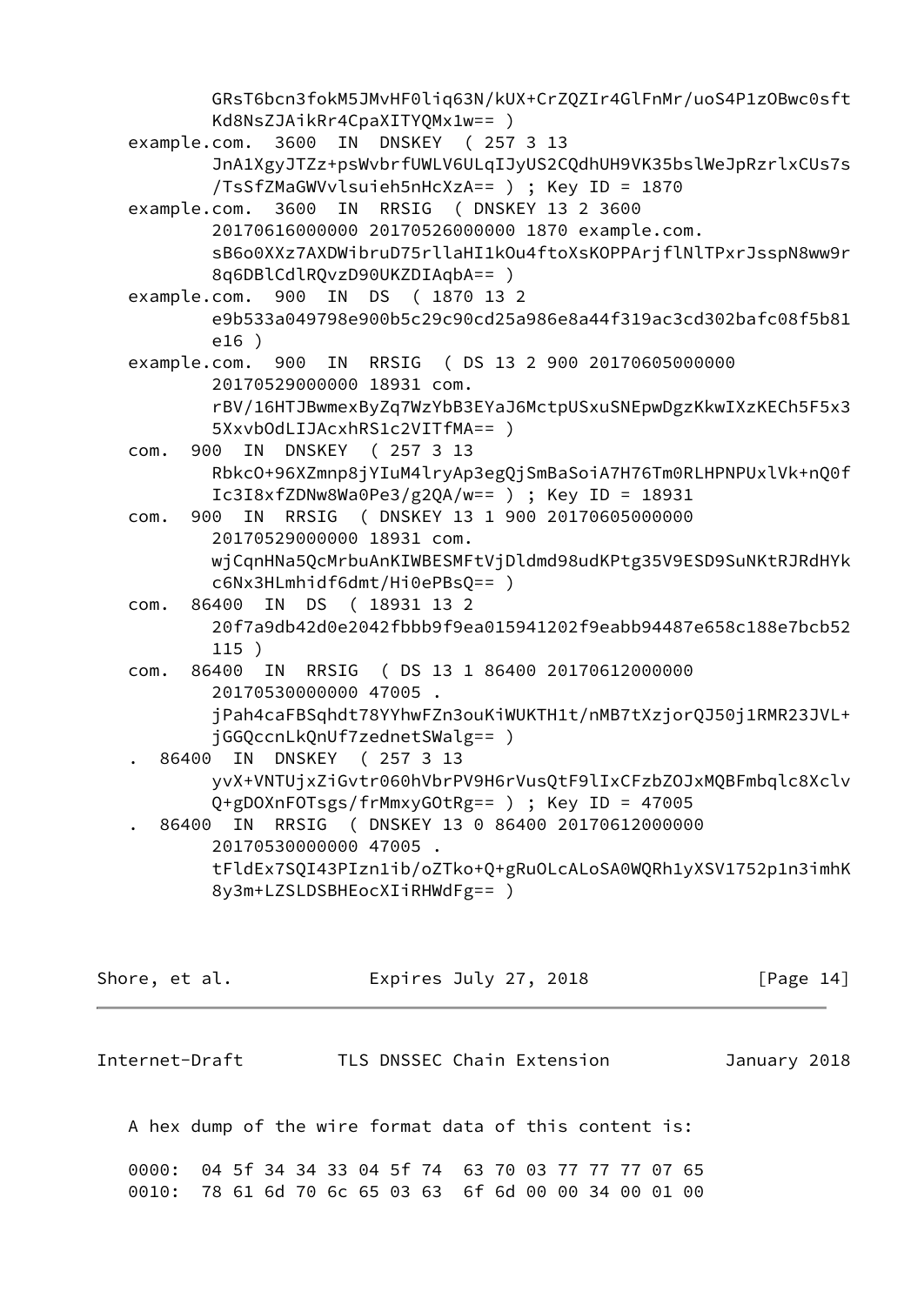```
          GRsT6bcn3fokM5JMvHF0liq63N/kUX+CrZQZIr4GlFnMr/uoS4P1zOBwc0sft
          Kd8NsZJAikRr4CpaXITYQMx1w== )
   example.com.  3600  IN  DNSKEY  ( 257 3 13
          JnA1XgyJTZz+psWvbrfUWLV6ULqIJyUS2CQdhUH9VK35bslWeJpRzrlxCUs7s
          /TsSfZMaGWVvlsuieh5nHcXzA== ) ; Key ID = 1870
   example.com.  3600  IN  RRSIG  ( DNSKEY 13 2 3600
          20170616000000 20170526000000 1870 example.com.
          sB6o0XXz7AXDWibruD75rllaHI1kOu4ftoXsKOPPArjflNlTPxrJsspN8ww9r
          8q6DBlCdlRQvzD90UKZDIAqbA== )
   example.com.  900  IN  DS  ( 1870 13 2
          e9b533a049798e900b5c29c90cd25a986e8a44f319ac3cd302bafc08f5b81
          e16 )
   example.com.  900  IN  RRSIG  ( DS 13 2 900 20170605000000
          20170529000000 18931 com.
          rBV/16HTJBwmexByZq7WzYbB3EYaJ6MctpUSxuSNEpwDgzKkwIXzKECh5F5x3
          5XxvbOdLIJAcxhRS1c2VITfMA== )
   com.  900  IN  DNSKEY  ( 257 3 13
          RbkcO+96XZmnp8jYIuM4lryAp3egQjSmBaSoiA7H76Tm0RLHPNPUxlVk+nQ0f
          Ic3I8xfZDNw8Wa0Pe3/g2QA/w== ) ; Key ID = 18931
   com.  900  IN  RRSIG  ( DNSKEY 13 1 900 20170605000000
          20170529000000 18931 com.
          wjCqnHNa5QcMrbuAnKIWBESMFtVjDldmd98udKPtg35V9ESD9SuNKtRJRdHYk
          c6Nx3HLmhidf6dmt/Hi0ePBsQ== )
   com.  86400  IN  DS  ( 18931 13 2
          20f7a9db42d0e2042fbbb9f9ea015941202f9eabb94487e658c188e7bcb52
          115 )
   com.  86400  IN  RRSIG  ( DS 13 1 86400 20170612000000
          20170530000000 47005 .
          jPah4caFBSqhdt78YYhwFZn3ouKiWUKTH1t/nMB7tXzjorQJ50j1RMR23JVL+
          jGGQccnLkQnUf7zednetSWalg== )
   .  86400  IN  DNSKEY  ( 257 3 13
          yvX+VNTUjxZiGvtr060hVbrPV9H6rVusQtF9lIxCFzbZOJxMQBFmbqlc8Xclv
          Q+gDOXnFOTsgs/frMmxyGOtRg== ) ; Key ID = 47005
   .  86400  IN  RRSIG  ( DNSKEY 13 0 86400 20170612000000
          20170530000000 47005 .
          tFldEx7SQI43PIzn1ib/oZTko+Q+gRuOLcALoSA0WQRh1yXSV1752p1n3imhK
          8y3m+LZSLDSBHEocXIiRHWdFg== )
```

A hex dump of the wire format data of this content is:

```
   0000:  04 5f 34 34 33 04 5f 74  63 70 03 77 77 77 07 65
   0010:  78 61 6d 70 6c 65 03 63  6f 6d 00 00 34 00 01 00
```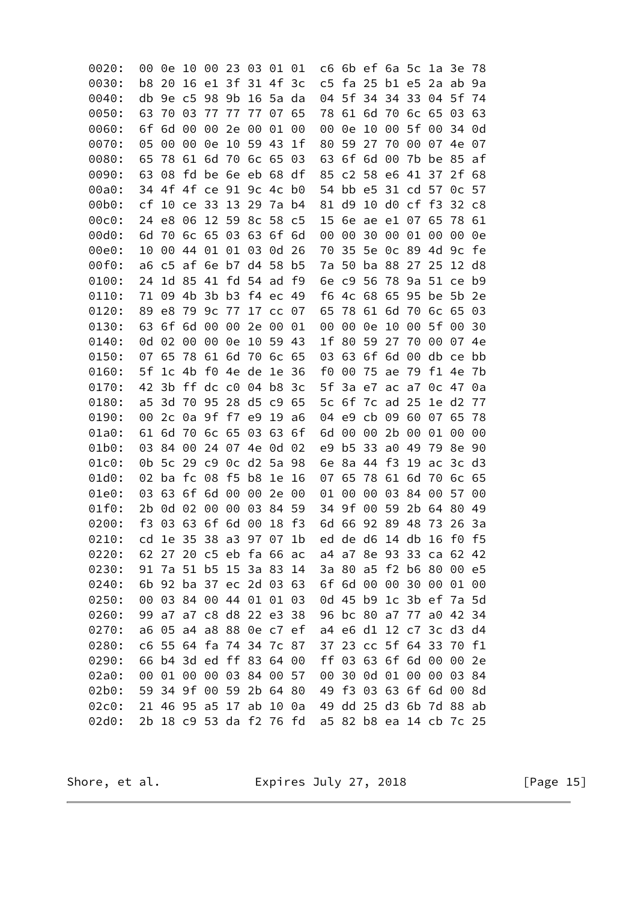```
0020:  00 0e 10 00 23 03 01 01  c6 6b ef 6a 5c 1a 3e 78
0030:  b8 20 16 e1 3f 31 4f 3c  c5 fa 25 b1 e5 2a ab 9a
0040:  db 9e c5 98 9b 16 5a da  04 5f 34 34 33 04 5f 74
0050:  63 70 03 77 77 77 07 65  78 61 6d 70 6c 65 03 63
0060:  6f 6d 00 00 2e 00 01 00  00 0e 10 00 5f 00 34 0d
0070:  05 00 00 0e 10 59 43 1f  80 59 27 70 00 07 4e 07
0080:  65 78 61 6d 70 6c 65 03  63 6f 6d 00 7b be 85 af
0090:  63 08 fd be 6e eb 68 df  85 c2 58 e6 41 37 2f 68
00a0:  34 4f 4f ce 91 9c 4c b0  54 bb e5 31 cd 57 0c 57
00b0:  cf 10 ce 33 13 29 7a b4  81 d9 10 d0 cf f3 32 c8
00c0:  24 e8 06 12 59 8c 58 c5  15 6e ae e1 07 65 78 61
00d0:  6d 70 6c 65 03 63 6f 6d  00 00 30 00 01 00 00 0e
00e0:  10 00 44 01 01 03 0d 26  70 35 5e 0c 89 4d 9c fe
00f0:  a6 c5 af 6e b7 d4 58 b5  7a 50 ba 88 27 25 12 d8
0100:  24 1d 85 41 fd 54 ad f9  6e c9 56 78 9a 51 ce b9
0110:  71 09 4b 3b b3 f4 ec 49  f6 4c 68 65 95 be 5b 2e
0120:  89 e8 79 9c 77 17 cc 07  65 78 61 6d 70 6c 65 03
0130:  63 6f 6d 00 00 2e 00 01  00 00 0e 10 00 5f 00 30
0140:  0d 02 00 00 0e 10 59 43  1f 80 59 27 70 00 07 4e
0150:  07 65 78 61 6d 70 6c 65  03 63 6f 6d 00 db ce bb
0160:  5f 1c 4b f0 4e de 1e 36  f0 00 75 ae 79 f1 4e 7b
0170:  42 3b ff dc c0 04 b8 3c  5f 3a e7 ac a7 0c 47 0a
0180:  a5 3d 70 95 28 d5 c9 65  5c 6f 7c ad 25 1e d2 77
0190:  00 2c 0a 9f f7 e9 19 a6  04 e9 cb 09 60 07 65 78
01a0:  61 6d 70 6c 65 03 63 6f  6d 00 00 2b 00 01 00 00
01b0:  03 84 00 24 07 4e 0d 02  e9 b5 33 a0 49 79 8e 90
01c0:  0b 5c 29 c9 0c d2 5a 98  6e 8a 44 f3 19 ac 3c d3
01d0:  02 ba fc 08 f5 b8 1e 16  07 65 78 61 6d 70 6c 65
01e0:  03 63 6f 6d 00 00 2e 00  01 00 00 03 84 00 57 00
01f0:  2b 0d 02 00 00 03 84 59  34 9f 00 59 2b 64 80 49
0200:  f3 03 63 6f 6d 00 18 f3  6d 66 92 89 48 73 26 3a
0210:  cd 1e 35 38 a3 97 07 1b  ed de d6 14 db 16 f0 f5
0220:  62 27 20 c5 eb fa 66 ac  a4 a7 8e 93 33 ca 62 42
0230:  91 7a 51 b5 15 3a 83 14  3a 80 a5 f2 b6 80 00 e5
0240:  6b 92 ba 37 ec 2d 03 63  6f 6d 00 00 30 00 01 00
0250:  00 03 84 00 44 01 01 03  0d 45 b9 1c 3b ef 7a 5d
0260:  99 a7 a7 c8 d8 22 e3 38  96 bc 80 a7 77 a0 42 34
0270:  a6 05 a4 a8 88 0e c7 ef  a4 e6 d1 12 c7 3c d3 d4
0280:  c6 55 64 fa 74 34 7c 87  37 23 cc 5f 64 33 70 f1
0290:  66 b4 3d ed ff 83 64 00  ff 03 63 6f 6d 00 00 2e
02a0:  00 01 00 00 03 84 00 57  00 30 0d 01 00 00 03 84
02b0:  59 34 9f 00 59 2b 64 80  49 f3 03 63 6f 6d 00 8d
02c0:  21 46 95 a5 17 ab 10 0a  49 dd 25 d3 6b 7d 88 ab
02d0:  2b 18 c9 53 da f2 76 fd  a5 82 b8 ea 14 cb 7c 25
```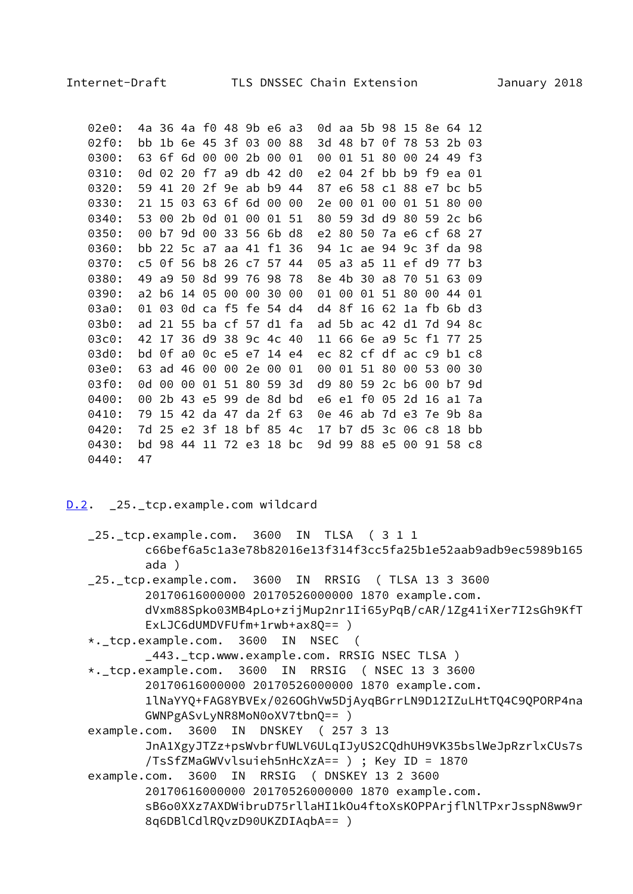```
02e0:  4a 36 4a f0 48 9b e6 a3  0d aa 5b 98 15 8e 64 12
02f0:  bb 1b 6e 45 3f 03 00 88  3d 48 b7 0f 78 53 2b 03
0300:  63 6f 6d 00 00 2b 00 01  00 01 51 80 00 24 49 f3
0310:  0d 02 20 f7 a9 db 42 d0  e2 04 2f bb b9 f9 ea 01
0320:  59 41 20 2f 9e ab b9 44  87 e6 58 c1 88 e7 bc b5
0330:  21 15 03 63 6f 6d 00 00  2e 00 01 00 01 51 80 00
0340:  53 00 2b 0d 01 00 01 51  80 59 3d d9 80 59 2c b6
0350:  00 b7 9d 00 33 56 6b d8  e2 80 50 7a e6 cf 68 27
0360:  bb 22 5c a7 aa 41 f1 36  94 1c ae 94 9c 3f da 98
0370:  c5 0f 56 b8 26 c7 57 44  05 a3 a5 11 ef d9 77 b3
0380:  49 a9 50 8d 99 76 98 78  8e 4b 30 a8 70 51 63 09
0390:  a2 b6 14 05 00 00 30 00  01 00 01 51 80 00 44 01
03a0:  01 03 0d ca f5 fe 54 d4  d4 8f 16 62 1a fb 6b d3
03b0:  ad 21 55 ba cf 57 d1 fa  ad 5b ac 42 d1 7d 94 8c
03c0:  42 17 36 d9 38 9c 4c 40  11 66 6e a9 5c f1 77 25
03d0:  bd 0f a0 0c e5 e7 14 e4  ec 82 cf df ac c9 b1 c8
03e0:  63 ad 46 00 00 2e 00 01  00 01 51 80 00 53 00 30
03f0:  0d 00 00 01 51 80 59 3d  d9 80 59 2c b6 00 b7 9d
0400:  00 2b 43 e5 99 de 8d bd  e6 e1 f0 05 2d 16 a1 7a
0410:  79 15 42 da 47 da 2f 63  0e 46 ab 7d e3 7e 9b 8a
0420:  7d 25 e2 3f 18 bf 85 4c  17 b7 d5 3c 06 c8 18 bb
0430:  bd 98 44 11 72 e3 18 bc  9d 99 88 e5 00 91 58 c8
0440:  47
```

## D.2. _25._tcp.example.com wildcard

```
_25._tcp.example.com.  3600  IN  TLSA  ( 3 1 1
        c66bef6a5c1a3e78b82016e13f314f3cc5fa25b1e52aab9adb9ec5989b165
        ada )
_25._tcp.example.com.  3600  IN  RRSIG  ( TLSA 13 3 3600
        20170616000000 20170526000000 1870 example.com.
        dVxm88Spko03MB4pLo+zijMup2nr1Ii65yPqB/cAR/1Zg41iXer7I2sGh9KfT
        ExLJC6dUMDVFUfm+1rwb+ax8Q== )
*._tcp.example.com.  3600  IN  NSEC  (
        _443._tcp.www.example.com. RRSIG NSEC TLSA )
*._tcp.example.com.  3600  IN  RRSIG  ( NSEC 13 3 3600
        20170616000000 20170526000000 1870 example.com.
        1lNaYYQ+FAG8YBVEx/026OGhVw5DjAyqBGrrLN9D12IZuLHtTQ4C9QPORP4na
        GWNPgASvLyNR8MoN0oXV7tbnQ== )
example.com.  3600  IN  DNSKEY  ( 257 3 13
        JnA1XgyJTZz+psWvbrfUWLV6ULqIJyUS2CQdhUH9VK35bslWeJpRzrlxCUs7s
        /TsSfZMaGWVvlsuieh5nHcXzA== ) ; Key ID = 1870
example.com.  3600  IN  RRSIG  ( DNSKEY 13 2 3600
        20170616000000 20170526000000 1870 example.com.
        sB6o0XXz7AXDWibruD75rllaHI1kOu4ftoXsKOPPArjflNlTPxrJsspN8ww9r
        8q6DBlCdlRQvzD90UKZDIAqbA== )
```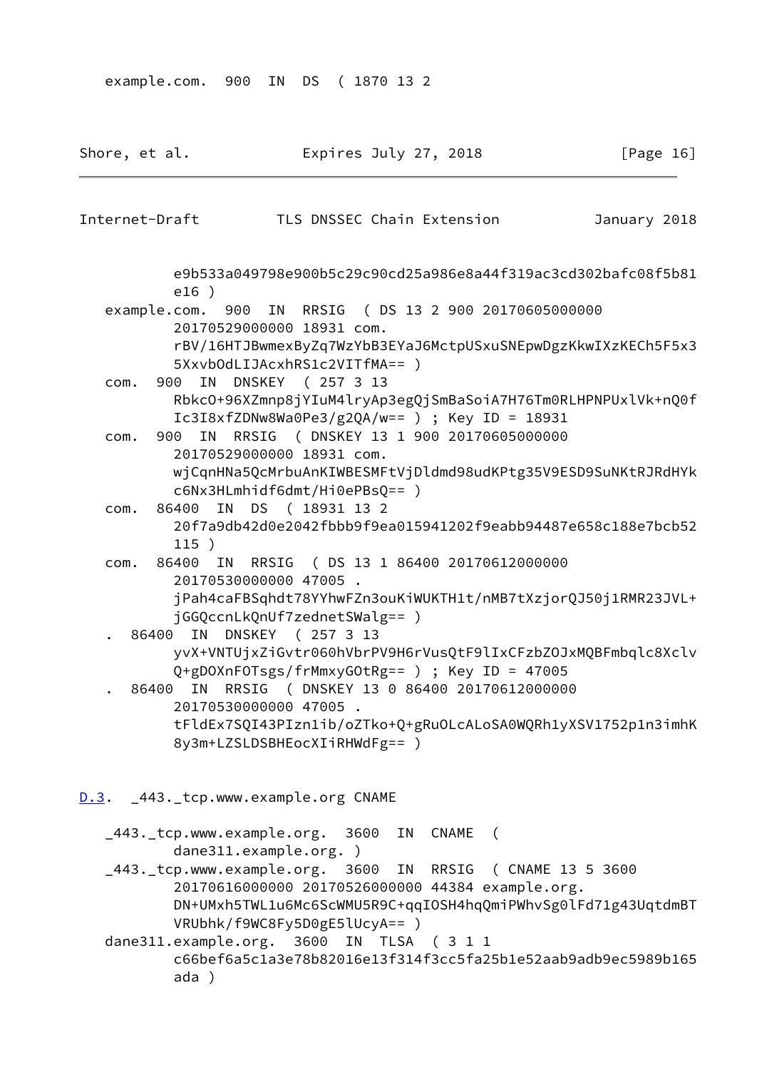```
   example.com.  900  IN  DS  ( 1870 13 2
```

```
           e9b533a049798e900b5c29c90cd25a986e8a44f319ac3cd302bafc08f5b81
           e16 )
   example.com.  900  IN  RRSIG  ( DS 13 2 900 20170605000000
           20170529000000 18931 com.
           rBV/16HTJBwmexByZq7WzYbB3EYaJ6MctpUSxuSNEpwDgzKkwIXzKECh5F5x3
           5XxvbOdLIJAcxhRS1c2VITfMA== )
   com.  900  IN  DNSKEY  ( 257 3 13
           RbkcO+96XZmnp8jYIuM4lryAp3egQjSmBaSoiA7H76Tm0RLHPNPUxlVk+nQ0f
           Ic3I8xfZDNw8Wa0Pe3/g2QA/w== ) ; Key ID = 18931
   com.  900  IN  RRSIG  ( DNSKEY 13 1 900 20170605000000
           20170529000000 18931 com.
           wjCqnHNa5QcMrbuAnKIWBESMFtVjDldmd98udKPtg35V9ESD9SuNKtRJRdHYk
           c6Nx3HLmhidf6dmt/Hi0ePBsQ== )
   com.  86400  IN  DS  ( 18931 13 2
           20f7a9db42d0e2042fbbb9f9ea015941202f9eabb94487e658c188e7bcb52
           115 )
   com.  86400  IN  RRSIG  ( DS 13 1 86400 20170612000000
           20170530000000 47005 .
           jPah4caFBSqhdt78YYhwFZn3ouKiWUKTH1t/nMB7tXzjorQJ50j1RMR23JVL+
           jGGQccnLkQnUf7zednetSWalg== )
   .  86400  IN  DNSKEY  ( 257 3 13
           yvX+VNTUjxZiGvtr060hVbrPV9H6rVusQtF9lIxCFzbZOJxMQBFmbqlc8Xclv
           Q+gDOXnFOTsgs/frMmxyGOtRg== ) ; Key ID = 47005
   .  86400  IN  RRSIG  ( DNSKEY 13 0 86400 20170612000000
           20170530000000 47005 .
           tFldEx7SQI43PIzn1ib/oZTko+Q+gRuOLcALoSA0WQRh1yXSV1752p1n3imhK
           8y3m+LZSLDSBHEocXIiRHWdFg== )
```

### D.3. _443._tcp.www.example.org CNAME

```
   _443._tcp.www.example.org.  3600  IN  CNAME  (
           dane311.example.org. )
   _443._tcp.www.example.org.  3600  IN  RRSIG  ( CNAME 13 5 3600
           20170616000000 20170526000000 44384 example.org.
           DN+UMxh5TWL1u6Mc6ScWMU5R9C+qqIOSH4hqQmiPWhvSg0lFd71g43UqtdmBT
           VRUbhk/f9WC8Fy5D0gE5lUcyA== )
   dane311.example.org.  3600  IN  TLSA  ( 3 1 1
           c66bef6a5c1a3e78b82016e13f314f3cc5fa25b1e52aab9adb9ec5989b165
           ada )
```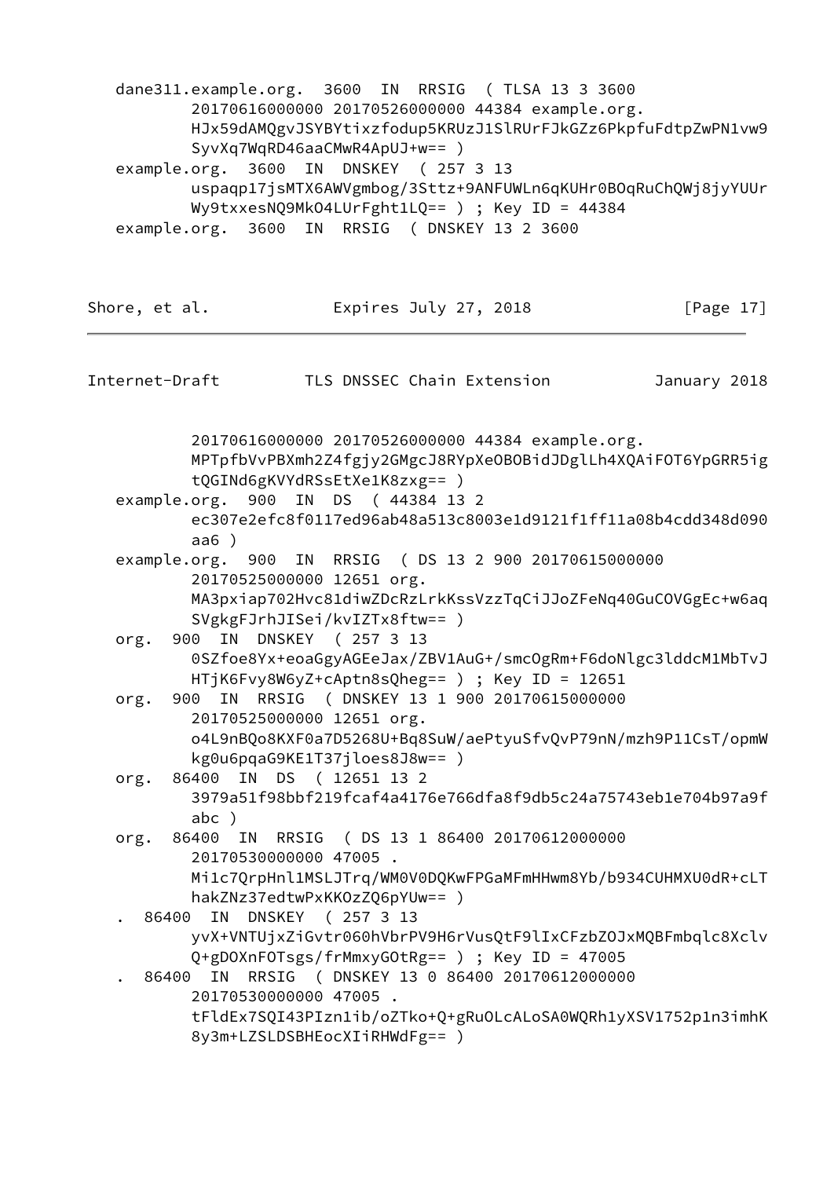```
   dane311.example.org.  3600  IN  RRSIG  ( TLSA 13 3 3600
           20170616000000 20170526000000 44384 example.org.
           HJx59dAMQgvJSYBYtixzfodup5KRUzJ1SlRUrFJkGZz6PkpfuFdtpZwPN1vw9
           SyvXq7WqRD46aaCMwR4ApUJ+w== )
   example.org.  3600  IN  DNSKEY  ( 257 3 13
           uspaqp17jsMTX6AWVgmbog/3Sttz+9ANFUWLn6qKUHr0BOqRuChQWj8jyYUUr
           Wy9txxesNQ9MkO4LUrFght1LQ== ) ; Key ID = 44384
   example.org.  3600  IN  RRSIG  ( DNSKEY 13 2 3600
           20170616000000 20170526000000 44384 example.org.
           MPTpfbVvPBXmh2Z4fgjy2GMgcJ8RYpXeOBOBidJDglLh4XQAiFOT6YpGRR5ig
           tQGINd6gKVYdRSsEtXe1K8zxg== )
   example.org.  900  IN  DS  ( 44384 13 2
           ec307e2efc8f0117ed96ab48a513c8003e1d9121f1ff11a08b4cdd348d090
           aa6 )
   example.org.  900  IN  RRSIG  ( DS 13 2 900 20170615000000
           20170525000000 12651 org.
           MA3pxiap702Hvc81diwZDcRzLrkKssVzzTqCiJJoZFeNq40GuCOVGgEc+w6aq
           SVgkgFJrhJISei/kvIZTx8ftw== )
   org.  900  IN  DNSKEY  ( 257 3 13
           0SZfoe8Yx+eoaGgyAGEeJax/ZBV1AuG+/smcOgRm+F6doNlgc3lddcM1MbTvJ
           HTjK6Fvy8W6yZ+cAptn8sQheg== ) ; Key ID = 12651
   org.  900  IN  RRSIG  ( DNSKEY 13 1 900 20170615000000
           20170525000000 12651 org.
           o4L9nBQo8KXF0a7D5268U+Bq8SuW/aePtyuSfvQvP79nN/mzh9P11CsT/opmW
           kg0u6pqaG9KE1T37jloes8J8w== )
   org.  86400  IN  DS  ( 12651 13 2
           3979a51f98bbf219fcaf4a4176e766dfa8f9db5c24a75743eb1e704b97a9f
           abc )
   org.  86400  IN  RRSIG  ( DS 13 1 86400 20170612000000
           20170530000000 47005 .
           Mi1c7QrpHnl1MSLJTrq/WM0V0DQKwFPGaMFmHHwm8Yb/b934CUHMXU0dR+cLT
           hakZNz37edtwPxKKOzZQ6pYUw== )
   .  86400  IN  DNSKEY  ( 257 3 13
           yvX+VNTUjxZiGvtr060hVbrPV9H6rVusQtF9lIxCFzbZOJxMQBFmbqlc8Xclv
           Q+gDOXnFOTsgs/frMmxyGOtRg== ) ; Key ID = 47005
   .  86400  IN  RRSIG  ( DNSKEY 13 0 86400 20170612000000
           20170530000000 47005 .
           tFldEx7SQI43PIzn1ib/oZTko+Q+gRuOLcALoSA0WQRh1yXSV1752p1n3imhK
           8y3m+LZSLDSBHEocXIiRHWdFg== )
```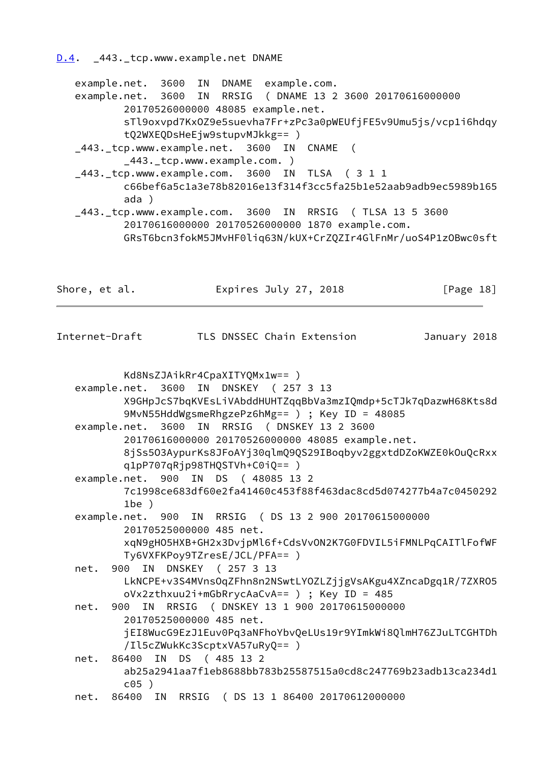D.4.  _443._tcp.www.example.net DNAME

```
   example.net.  3600  IN  DNAME  example.com.
   example.net.  3600  IN  RRSIG  ( DNAME 13 2 3600 20170616000000
           20170526000000 48085 example.net.
           sTl9oxvpd7KxOZ9e5suevha7Fr+zPc3a0pWEUfjFE5v9Umu5js/vcp1i6hdqy
           tQ2WXEQDsHeEjw9stupvMJkkg== )
   _443._tcp.www.example.net.  3600  IN  CNAME  (
           _443._tcp.www.example.com. )
   _443._tcp.www.example.com.  3600  IN  TLSA  ( 3 1 1
           c66bef6a5c1a3e78b82016e13f314f3cc5fa25b1e52aab9adb9ec5989b165
           ada )
   _443._tcp.www.example.com.  3600  IN  RRSIG  ( TLSA 13 5 3600
           20170616000000 20170526000000 1870 example.com.
           GRsT6bcn3fokM5JMvHF0liq63N/kUX+CrZQZIr4GlFnMr/uoS4P1zOBwc0sft
           Kd8NsZJAikRr4CpaXITYQMx1w== )
   example.net.  3600  IN  DNSKEY  ( 257 3 13
           X9GHpJcS7bqKVEsLiVAbddHUHTZqqBbVa3mzIQmdp+5cTJk7qDazwH68Kts8d
           9MvN55HddWgsmeRhgzePz6hMg== ) ; Key ID = 48085
   example.net.  3600  IN  RRSIG  ( DNSKEY 13 2 3600
           20170616000000 20170526000000 48085 example.net.
           8jSs5O3AypurKs8JFoAYj30qlmQ9QS29IBoqbyv2ggxtdDZoKWZE0kOuQcRxx
           q1pP707qRjp98THQSTVh+C0iQ== )
   example.net.  900  IN  DS  ( 48085 13 2
           7c1998ce683df60e2fa41460c453f88f463dac8cd5d074277b4a7c0450292
           1be )
   example.net.  900  IN  RRSIG  ( DS 13 2 900 20170615000000
           20170525000000 485 net.
           xqN9gHO5HXB+GH2x3DvjpMl6f+CdsVvON2K7G0FDVIL5iFMNLPqCAITlFofWF
           Ty6VXFKPoy9TZresE/JCL/PFA== )
   net.  900  IN  DNSKEY  ( 257 3 13
           LkNCPE+v3S4MVnsOqZFhn8n2NSwtLYOZLZjjgVsAKgu4XZncaDgq1R/7ZXRO5
           oVx2zthxuu2i+mGbRrycAaCvA== ) ; Key ID = 485
   net.  900  IN  RRSIG  ( DNSKEY 13 1 900 20170615000000
           20170525000000 485 net.
           jEI8WucG9EzJ1Euv0Pq3aNFhoYbvQeLUs19r9YImkWi8QlmH76ZJuLTCGHTDh
           /Il5cZWukKc3ScptxVA57uRyQ== )
   net.  86400  IN  DS  ( 485 13 2
           ab25a2941aa7f1eb8688bb783b25587515a0cd8c247769b23adb13ca234d1
           c05 )
   net.  86400  IN  RRSIG  ( DS 13 1 86400 20170612000000
```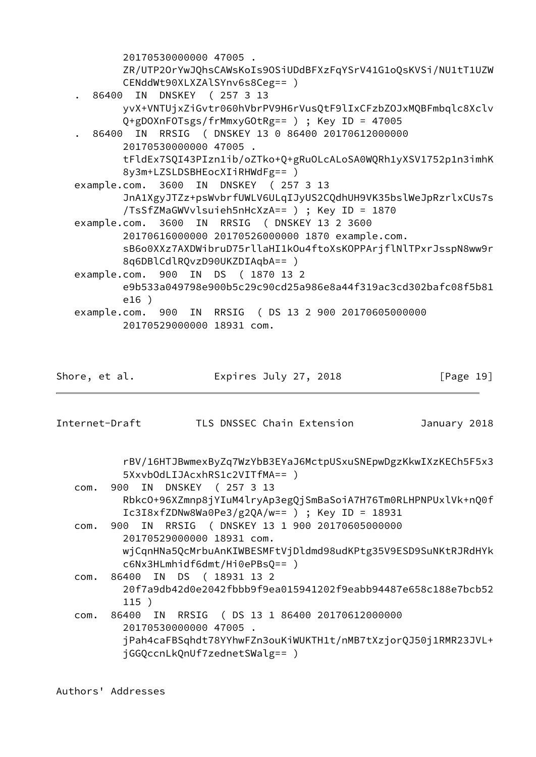```
          20170530000000 47005 .
          ZR/UTP2OrYwJQhsCAWsKoIs9OSiUDdBFXzFqYSrV41G1oQsKVSi/NU1tT1UZW
          CENddWt90XLXZAlSYnv6s8Ceg== )
   .  86400  IN  DNSKEY  ( 257 3 13
          yvX+VNTUjxZiGvtr060hVbrPV9H6rVusQtF9lIxCFzbZOJxMQBFmbqlc8Xclv
          Q+gDOXnFOTsgs/frMmxyGOtRg== ) ; Key ID = 47005
   .  86400  IN  RRSIG  ( DNSKEY 13 0 86400 20170612000000
          20170530000000 47005 .
          tFldEx7SQI43PIzn1ib/oZTko+Q+gRuOLcALoSA0WQRh1yXSV1752p1n3imhK
          8y3m+LZSLDSBHEocXIiRHWdFg== )
   example.com.  3600  IN  DNSKEY  ( 257 3 13
          JnA1XgyJTZz+psWvbrfUWLV6ULqIJyUS2CQdhUH9VK35bslWeJpRzrlxCUs7s
          /TsSfZMaGWVvlsuieh5nHcXzA== ) ; Key ID = 1870
   example.com.  3600  IN  RRSIG  ( DNSKEY 13 2 3600
          20170616000000 20170526000000 1870 example.com.
          sB6o0XXz7AXDWibruD75rllaHI1kOu4ftoXsKOPPArjflNlTPxrJsspN8ww9r
          8q6DBlCdlRQvzD90UKZDIAqbA== )
   example.com.  900  IN  DS  ( 1870 13 2
          e9b533a049798e900b5c29c90cd25a986e8a44f319ac3cd302bafc08f5b81
          e16 )
   example.com.  900  IN  RRSIG  ( DS 13 2 900 20170605000000
          20170529000000 18931 com.
          rBV/16HTJBwmexByZq7WzYbB3EYaJ6MctpUSxuSNEpwDgzKkwIXzKECh5F5x3
          5XxvbOdLIJAcxhRS1c2VITfMA== )
   com.  900  IN  DNSKEY  ( 257 3 13
          RbkcO+96XZmnp8jYIuM4lryAp3egQjSmBaSoiA7H76Tm0RLHPNPUxlVk+nQ0f
          Ic3I8xfZDNw8Wa0Pe3/g2QA/w== ) ; Key ID = 18931
   com.  900  IN  RRSIG  ( DNSKEY 13 1 900 20170605000000
          20170529000000 18931 com.
          wjCqnHNa5QcMrbuAnKIWBESMFtVjDldmd98udKPtg35V9ESD9SuNKtRJRdHYk
          c6Nx3HLmhidf6dmt/Hi0ePBsQ== )
   com.  86400  IN  DS  ( 18931 13 2
          20f7a9db42d0e2042fbbb9f9ea015941202f9eabb94487e658c188e7bcb52
          115 )
   com.  86400  IN  RRSIG  ( DS 13 1 86400 20170612000000
          20170530000000 47005 .
          jPah4caFBSqhdt78YYhwFZn3ouKiWUKTH1t/nMB7tXzjorQJ50j1RMR23JVL+
          jGGQccnLkQnUf7zednetSWalg== )
```

Authors' Addresses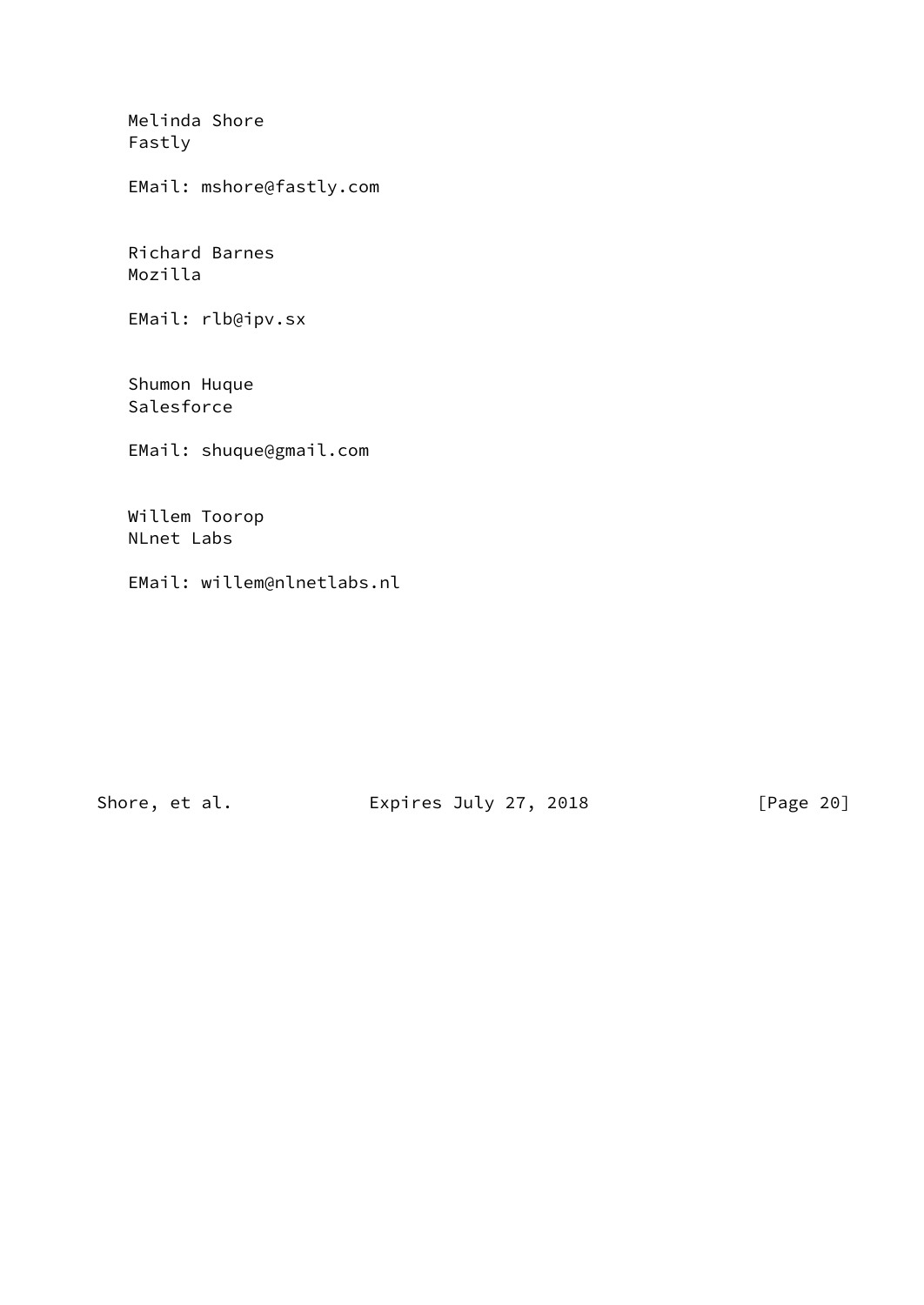Melinda Shore
Fastly

EMail: mshore@fastly.com

Richard Barnes
Mozilla

EMail: rlb@ipv.sx

Shumon Huque
Salesforce

EMail: shuque@gmail.com

Willem Toorop
NLnet Labs

EMail: willem@nlnetlabs.nl